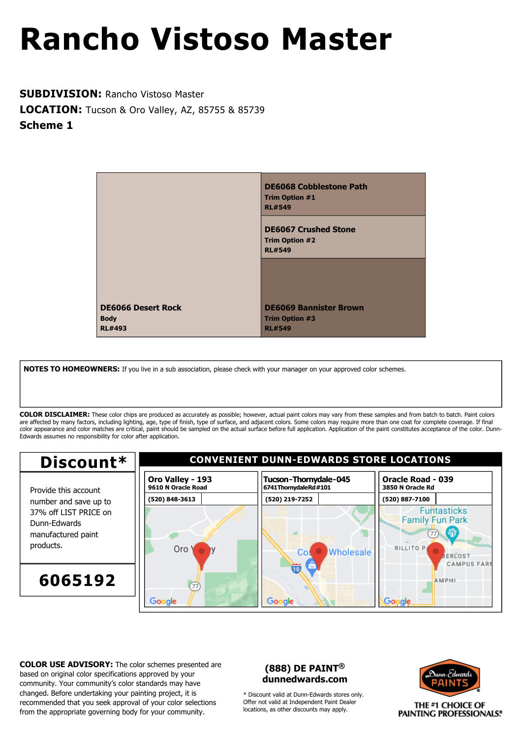# Rancho Vistoso Master

**SUBDIVISION:** Rancho Vistoso Master
**LOCATION:** Tucson & Oro Valley, AZ, 85755 & 85739
**Scheme 1**

**DE6066 Desert Rock**
**Body**
**RL#493**

**DE6068 Cobblestone Path**
**Trim Option #1**
**RL#549**

**DE6067 Crushed Stone**
**Trim Option #2**
**RL#549**

**DE6069 Bannister Brown**
**Trim Option #3**
**RL#549**

**NOTES TO HOMEOWNERS:** If you live in a sub association, please check with your manager on your approved color schemes.

**COLOR DISCLAIMER:** These color chips are produced as accurately as possible; however, actual paint colors may vary from these samples and from batch to batch. Paint colors are affected by many factors, including lighting, age, type of finish, type of surface, and adjacent colors. Some colors may require more than one coat for complete coverage. If final color appearance and color matches are critical, paint should be sampled on the actual surface before full application. Application of the paint constitutes acceptance of the color. Dunn-Edwards assumes no responsibility for color after application.

## Discount*

Provide this account number and save up to 37% off LIST PRICE on Dunn-Edwards manufactured paint products.

**6065192**

## CONVENIENT DUNN-EDWARDS STORE LOCATIONS

| Oro Valley - 193 | Tucson-Thornydale-045 | Oracle Road - 039 |
|---|---|---|
| 9610 N Oracle Road | 6741 Thornydale Rd #101 | 3850 N Oracle Rd |
| (520) 848-3613 | (520) 219-7252 | (520) 887-7100 |

**COLOR USE ADVISORY:** The color schemes presented are based on original color specifications approved by your community. Your community's color standards may have changed. Before undertaking your painting project, it is recommended that you seek approval of your color selections from the appropriate governing body for your community.

**(888) DE PAINT®**
**dunnedwards.com**

* Discount valid at Dunn-Edwards stores only. Offer not valid at Independent Paint Dealer locations, as other discounts may apply.

Dunn-Edwards PAINTS
THE #1 CHOICE OF PAINTING PROFESSIONALS®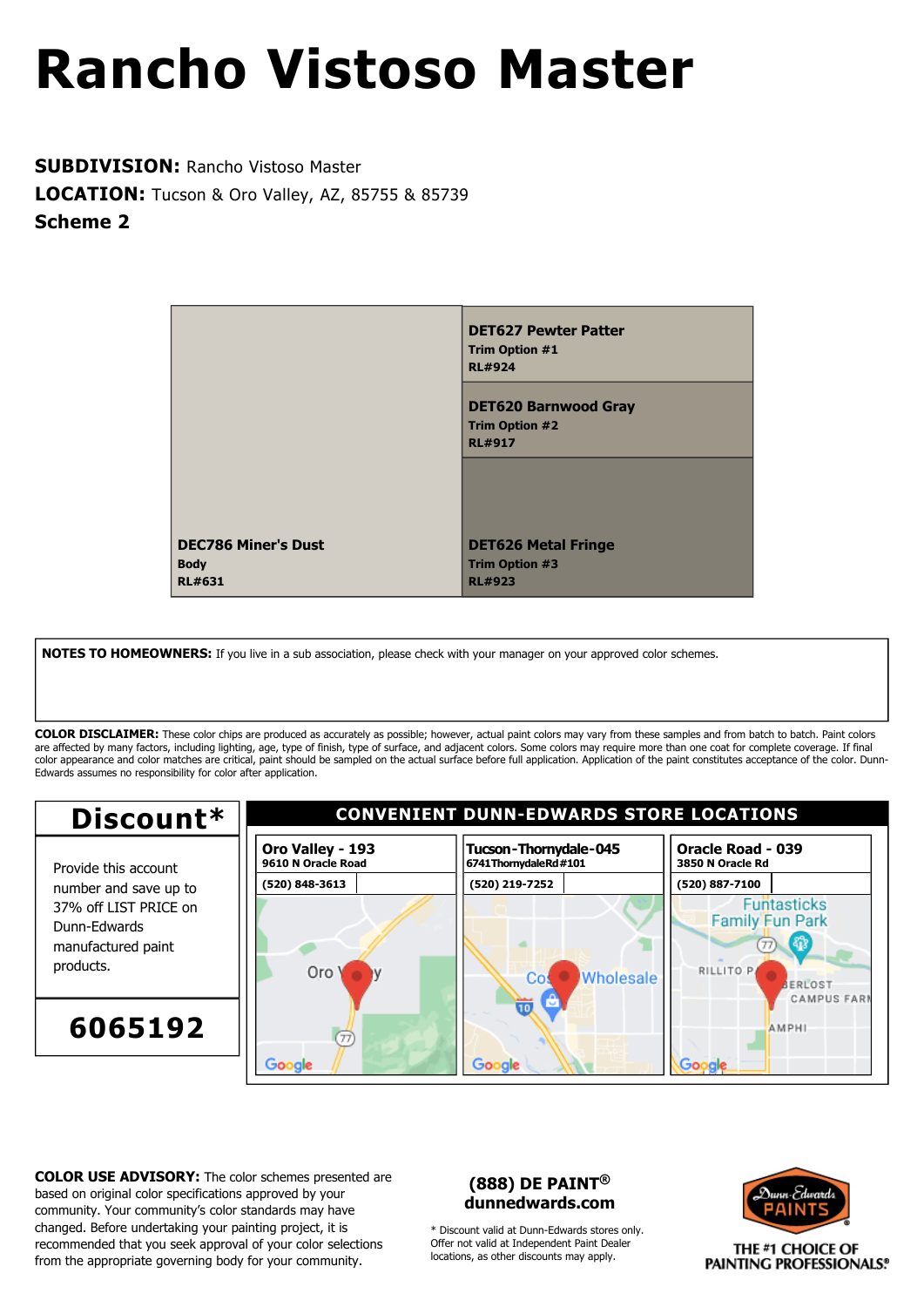# Rancho Vistoso Master

**SUBDIVISION:** Rancho Vistoso Master
**LOCATION:** Tucson & Oro Valley, AZ, 85755 & 85739
**Scheme 2**

| Body | Trim |
|---|---|
| **DEC786 Miner's Dust**<br>**Body**<br>**RL#631** | **DET627 Pewter Patter**<br>**Trim Option #1**<br>**RL#924** |
| | **DET620 Barnwood Gray**<br>**Trim Option #2**<br>**RL#917** |
| | **DET626 Metal Fringe**<br>**Trim Option #3**<br>**RL#923** |

**NOTES TO HOMEOWNERS:** If you live in a sub association, please check with your manager on your approved color schemes.

**COLOR DISCLAIMER:** These color chips are produced as accurately as possible; however, actual paint colors may vary from these samples and from batch to batch. Paint colors are affected by many factors, including lighting, age, type of finish, type of surface, and adjacent colors. Some colors may require more than one coat for complete coverage. If final color appearance and color matches are critical, paint should be sampled on the actual surface before full application. Application of the paint constitutes acceptance of the color. Dunn-Edwards assumes no responsibility for color after application.

## Discount*

Provide this account number and save up to 37% off LIST PRICE on Dunn-Edwards manufactured paint products.

**6065192**

## CONVENIENT DUNN-EDWARDS STORE LOCATIONS

| Oro Valley - 193 | Tucson-Thornydale-045 | Oracle Road - 039 |
|---|---|---|
| 9610 N Oracle Road | 6741 Thornydale Rd #101 | 3850 N Oracle Rd |
| (520) 848-3613 | (520) 219-7252 | (520) 887-7100 |

**COLOR USE ADVISORY:** The color schemes presented are based on original color specifications approved by your community. Your community's color standards may have changed. Before undertaking your painting project, it is recommended that you seek approval of your color selections from the appropriate governing body for your community.

**(888) DE PAINT®**
**dunnedwards.com**

\* Discount valid at Dunn-Edwards stores only. Offer not valid at Independent Paint Dealer locations, as other discounts may apply.

Dunn-Edwards PAINTS®

THE #1 CHOICE OF PAINTING PROFESSIONALS®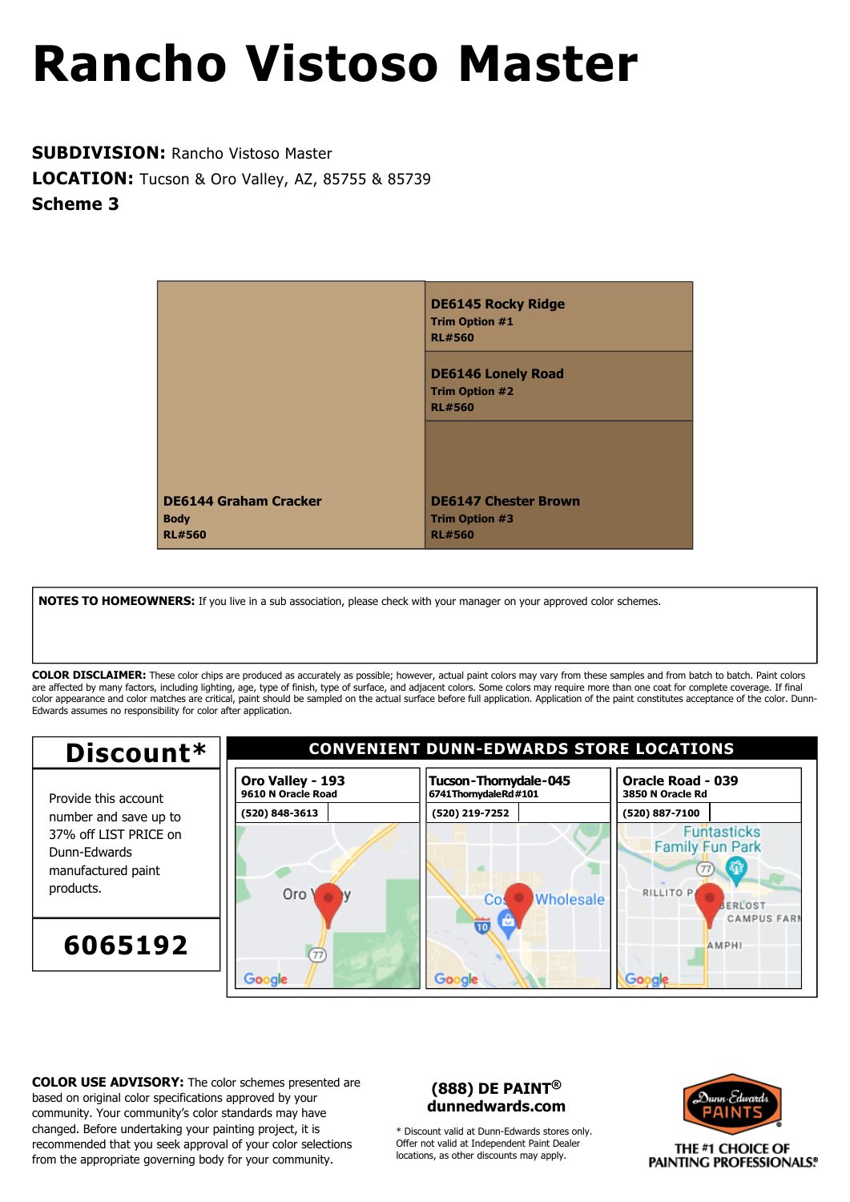# Rancho Vistoso Master

**SUBDIVISION:** Rancho Vistoso Master
**LOCATION:** Tucson & Oro Valley, AZ, 85755 & 85739
**Scheme 3**

**DE6144 Graham Cracker**
**Body**
**RL#560**

**DE6145 Rocky Ridge**
**Trim Option #1**
**RL#560**

**DE6146 Lonely Road**
**Trim Option #2**
**RL#560**

**DE6147 Chester Brown**
**Trim Option #3**
**RL#560**

**NOTES TO HOMEOWNERS:** If you live in a sub association, please check with your manager on your approved color schemes.

**COLOR DISCLAIMER:** These color chips are produced as accurately as possible; however, actual paint colors may vary from these samples and from batch to batch. Paint colors are affected by many factors, including lighting, age, type of finish, type of surface, and adjacent colors. Some colors may require more than one coat for complete coverage. If final color appearance and color matches are critical, paint should be sampled on the actual surface before full application. Application of the paint constitutes acceptance of the color. Dunn-Edwards assumes no responsibility for color after application.

## Discount*

Provide this account number and save up to 37% off LIST PRICE on Dunn-Edwards manufactured paint products.

**6065192**

## CONVENIENT DUNN-EDWARDS STORE LOCATIONS

| Oro Valley - 193 | Tucson-Thornydale-045 | Oracle Road - 039 |
|---|---|---|
| 9610 N Oracle Road | 6741 Thornydale Rd #101 | 3850 N Oracle Rd |
| (520) 848-3613 | (520) 219-7252 | (520) 887-7100 |

**COLOR USE ADVISORY:** The color schemes presented are based on original color specifications approved by your community. Your community's color standards may have changed. Before undertaking your painting project, it is recommended that you seek approval of your color selections from the appropriate governing body for your community.

**(888) DE PAINT®**
**dunnedwards.com**

* Discount valid at Dunn-Edwards stores only. Offer not valid at Independent Paint Dealer locations, as other discounts may apply.

Dunn-Edwards PAINTS®
**THE #1 CHOICE OF PAINTING PROFESSIONALS®**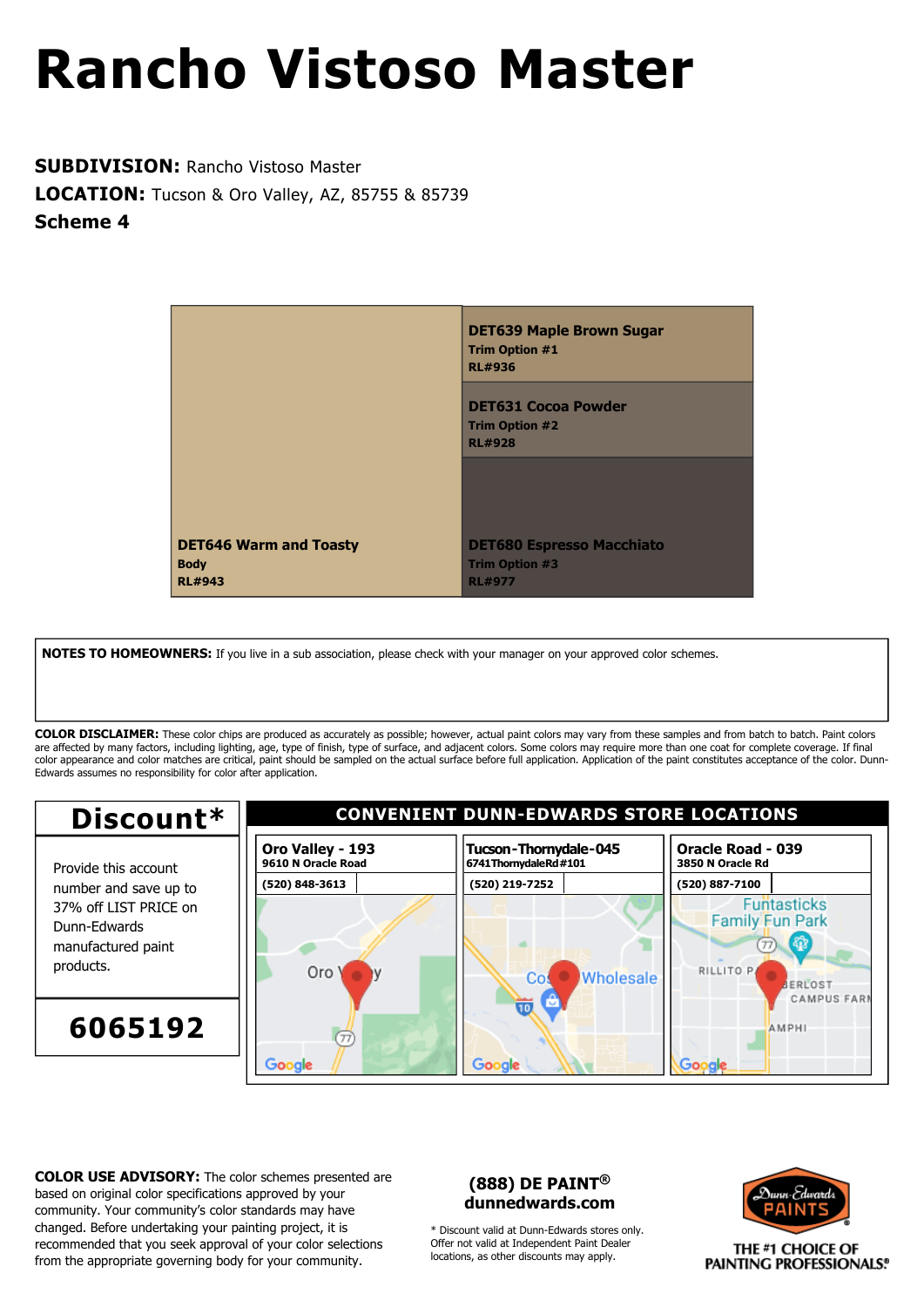# Rancho Vistoso Master

**SUBDIVISION:** Rancho Vistoso Master
**LOCATION:** Tucson & Oro Valley, AZ, 85755 & 85739
**Scheme 4**

**DET646 Warm and Toasty**
**Body**
**RL#943**

**DET639 Maple Brown Sugar**
**Trim Option #1**
**RL#936**

**DET631 Cocoa Powder**
**Trim Option #2**
**RL#928**

**DET680 Espresso Macchiato**
**Trim Option #3**
**RL#977**

**NOTES TO HOMEOWNERS:** If you live in a sub association, please check with your manager on your approved color schemes.

**COLOR DISCLAIMER:** These color chips are produced as accurately as possible; however, actual paint colors may vary from these samples and from batch to batch. Paint colors are affected by many factors, including lighting, age, type of finish, type of surface, and adjacent colors. Some colors may require more than one coat for complete coverage. If final color appearance and color matches are critical, paint should be sampled on the actual surface before full application. Application of the paint constitutes acceptance of the color. Dunn-Edwards assumes no responsibility for color after application.

## Discount*

Provide this account number and save up to 37% off LIST PRICE on Dunn-Edwards manufactured paint products.

**6065192**

## CONVENIENT DUNN-EDWARDS STORE LOCATIONS

| Oro Valley - 193 | Tucson-Thornydale-045 | Oracle Road - 039 |
|---|---|---|
| 9610 N Oracle Road | 6741 Thornydale Rd #101 | 3850 N Oracle Rd |
| (520) 848-3613 | (520) 219-7252 | (520) 887-7100 |

**COLOR USE ADVISORY:** The color schemes presented are based on original color specifications approved by your community. Your community's color standards may have changed. Before undertaking your painting project, it is recommended that you seek approval of your color selections from the appropriate governing body for your community.

**(888) DE PAINT®**
**dunnedwards.com**

\* Discount valid at Dunn-Edwards stores only. Offer not valid at Independent Paint Dealer locations, as other discounts may apply.

Dunn-Edwards PAINTS
THE #1 CHOICE OF PAINTING PROFESSIONALS®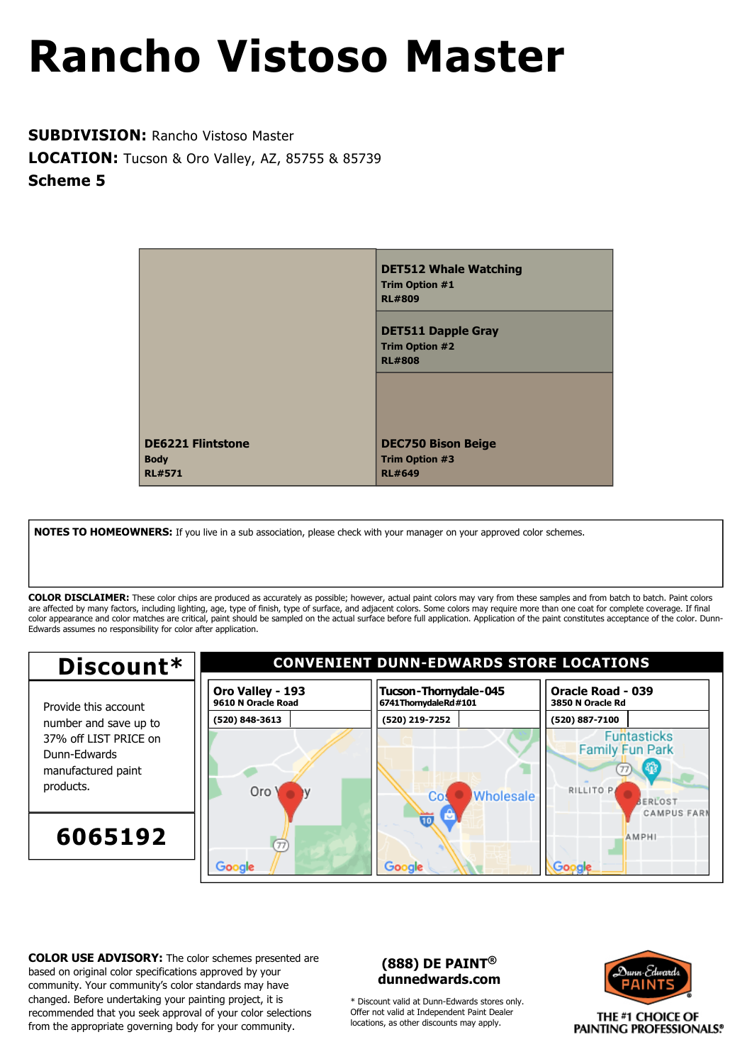# Rancho Vistoso Master

**SUBDIVISION:** Rancho Vistoso Master
**LOCATION:** Tucson & Oro Valley, AZ, 85755 & 85739
**Scheme 5**

**DE6221 Flintstone**
**Body**
**RL#571**

**DET512 Whale Watching**
**Trim Option #1**
**RL#809**

**DET511 Dapple Gray**
**Trim Option #2**
**RL#808**

**DEC750 Bison Beige**
**Trim Option #3**
**RL#649**

**NOTES TO HOMEOWNERS:** If you live in a sub association, please check with your manager on your approved color schemes.

**COLOR DISCLAIMER:** These color chips are produced as accurately as possible; however, actual paint colors may vary from these samples and from batch to batch. Paint colors are affected by many factors, including lighting, age, type of finish, type of surface, and adjacent colors. Some colors may require more than one coat for complete coverage. If final color appearance and color matches are critical, paint should be sampled on the actual surface before full application. Application of the paint constitutes acceptance of the color. Dunn-Edwards assumes no responsibility for color after application.

## Discount*

Provide this account number and save up to 37% off LIST PRICE on Dunn-Edwards manufactured paint products.

**6065192**

## CONVENIENT DUNN-EDWARDS STORE LOCATIONS

| Oro Valley - 193 | Tucson-Thornydale-045 | Oracle Road - 039 |
|---|---|---|
| 9610 N Oracle Road | 6741 Thornydale Rd #101 | 3850 N Oracle Rd |
| (520) 848-3613 | (520) 219-7252 | (520) 887-7100 |

**COLOR USE ADVISORY:** The color schemes presented are based on original color specifications approved by your community. Your community's color standards may have changed. Before undertaking your painting project, it is recommended that you seek approval of your color selections from the appropriate governing body for your community.

**(888) DE PAINT®**
**dunnedwards.com**

\* Discount valid at Dunn-Edwards stores only. Offer not valid at Independent Paint Dealer locations, as other discounts may apply.

Dunn-Edwards PAINTS
THE #1 CHOICE OF PAINTING PROFESSIONALS®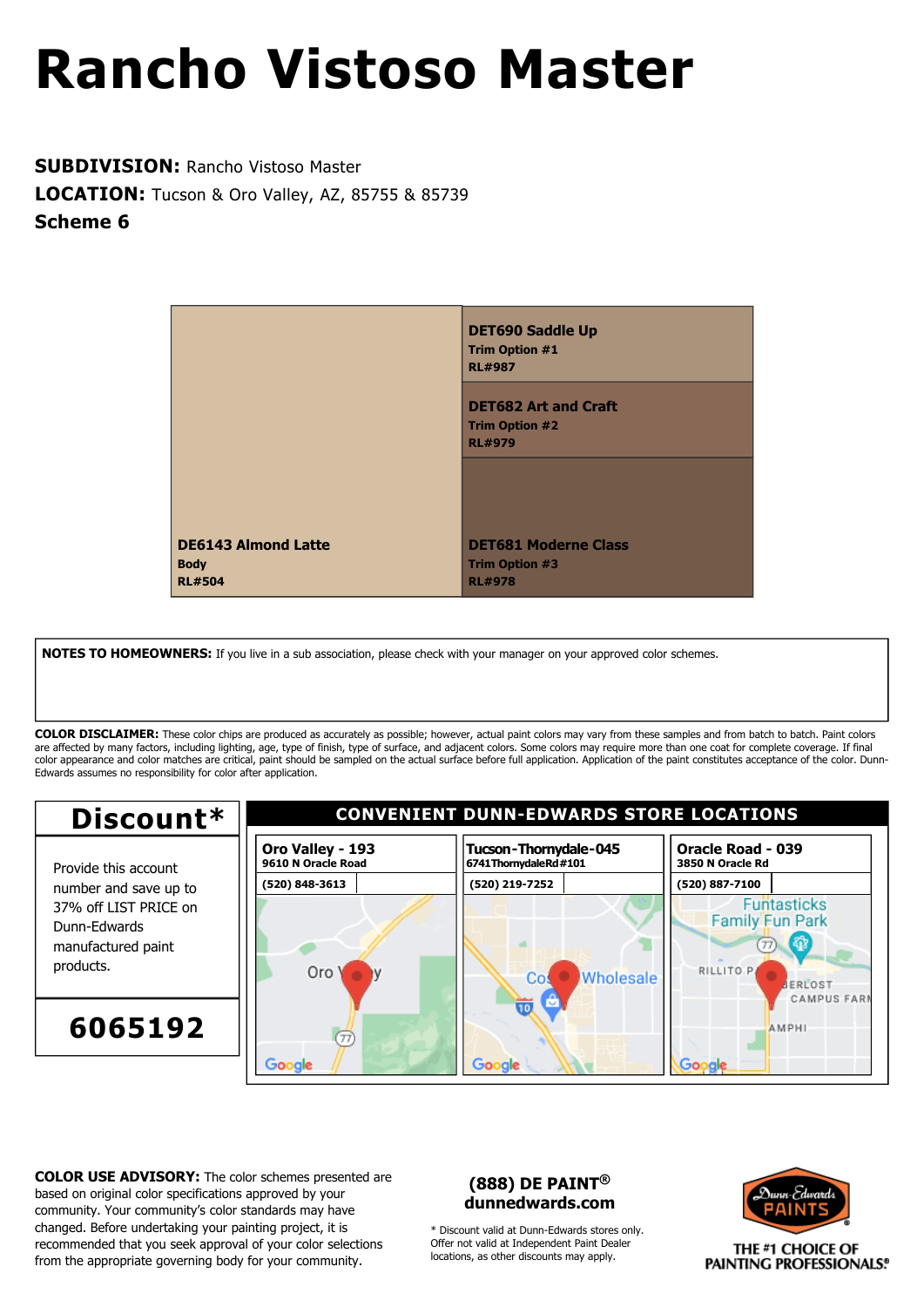# Rancho Vistoso Master

**SUBDIVISION:** Rancho Vistoso Master
**LOCATION:** Tucson & Oro Valley, AZ, 85755 & 85739
**Scheme 6**

**DET690 Saddle Up**
**Trim Option #1**
**RL#987**

**DET682 Art and Craft**
**Trim Option #2**
**RL#979**

**DE6143 Almond Latte**
**Body**
**RL#504**

**DET681 Moderne Class**
**Trim Option #3**
**RL#978**

**NOTES TO HOMEOWNERS:** If you live in a sub association, please check with your manager on your approved color schemes.

**COLOR DISCLAIMER:** These color chips are produced as accurately as possible; however, actual paint colors may vary from these samples and from batch to batch. Paint colors are affected by many factors, including lighting, age, type of finish, type of surface, and adjacent colors. Some colors may require more than one coat for complete coverage. If final color appearance and color matches are critical, paint should be sampled on the actual surface before full application. Application of the paint constitutes acceptance of the color. Dunn-Edwards assumes no responsibility for color after application.

## Discount*

Provide this account number and save up to 37% off LIST PRICE on Dunn-Edwards manufactured paint products.

**6065192**

## CONVENIENT DUNN-EDWARDS STORE LOCATIONS

| Oro Valley - 193 | Tucson-Thornydale-045 | Oracle Road - 039 |
|---|---|---|
| 9610 N Oracle Road | 6741 Thornydale Rd #101 | 3850 N Oracle Rd |
| (520) 848-3613 | (520) 219-7252 | (520) 887-7100 |

**COLOR USE ADVISORY:** The color schemes presented are based on original color specifications approved by your community. Your community's color standards may have changed. Before undertaking your painting project, it is recommended that you seek approval of your color selections from the appropriate governing body for your community.

**(888) DE PAINT®**
**dunnedwards.com**

* Discount valid at Dunn-Edwards stores only. Offer not valid at Independent Paint Dealer locations, as other discounts may apply.

Dunn-Edwards PAINTS
THE #1 CHOICE OF PAINTING PROFESSIONALS®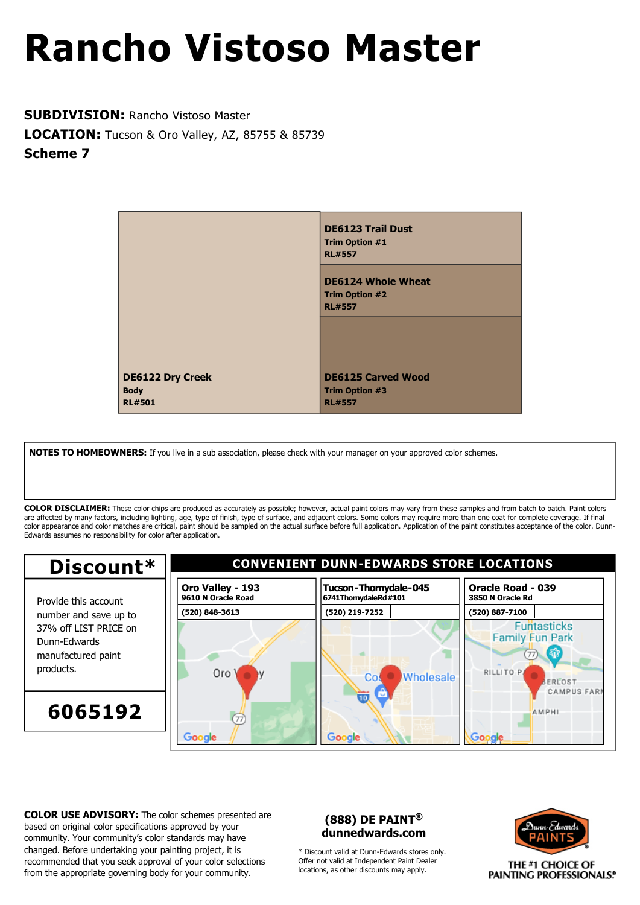# Rancho Vistoso Master

**SUBDIVISION:** Rancho Vistoso Master
**LOCATION:** Tucson & Oro Valley, AZ, 85755 & 85739
**Scheme 7**

**DE6122 Dry Creek**
**Body**
**RL#501**

**DE6123 Trail Dust**
**Trim Option #1**
**RL#557**

**DE6124 Whole Wheat**
**Trim Option #2**
**RL#557**

**DE6125 Carved Wood**
**Trim Option #3**
**RL#557**

**NOTES TO HOMEOWNERS:** If you live in a sub association, please check with your manager on your approved color schemes.

**COLOR DISCLAIMER:** These color chips are produced as accurately as possible; however, actual paint colors may vary from these samples and from batch to batch. Paint colors are affected by many factors, including lighting, age, type of finish, type of surface, and adjacent colors. Some colors may require more than one coat for complete coverage. If final color appearance and color matches are critical, paint should be sampled on the actual surface before full application. Application of the paint constitutes acceptance of the color. Dunn-Edwards assumes no responsibility for color after application.

## Discount*

Provide this account number and save up to 37% off LIST PRICE on Dunn-Edwards manufactured paint products.

**6065192**

## CONVENIENT DUNN-EDWARDS STORE LOCATIONS

| Oro Valley - 193 | Tucson-Thornydale-045 | Oracle Road - 039 |
|---|---|---|
| 9610 N Oracle Road | 6741 Thornydale Rd #101 | 3850 N Oracle Rd |
| (520) 848-3613 | (520) 219-7252 | (520) 887-7100 |

**COLOR USE ADVISORY:** The color schemes presented are based on original color specifications approved by your community. Your community's color standards may have changed. Before undertaking your painting project, it is recommended that you seek approval of your color selections from the appropriate governing body for your community.

**(888) DE PAINT®**
**dunnedwards.com**

* Discount valid at Dunn-Edwards stores only. Offer not valid at Independent Paint Dealer locations, as other discounts may apply.

Dunn-Edwards PAINTS
THE #1 CHOICE OF PAINTING PROFESSIONALS®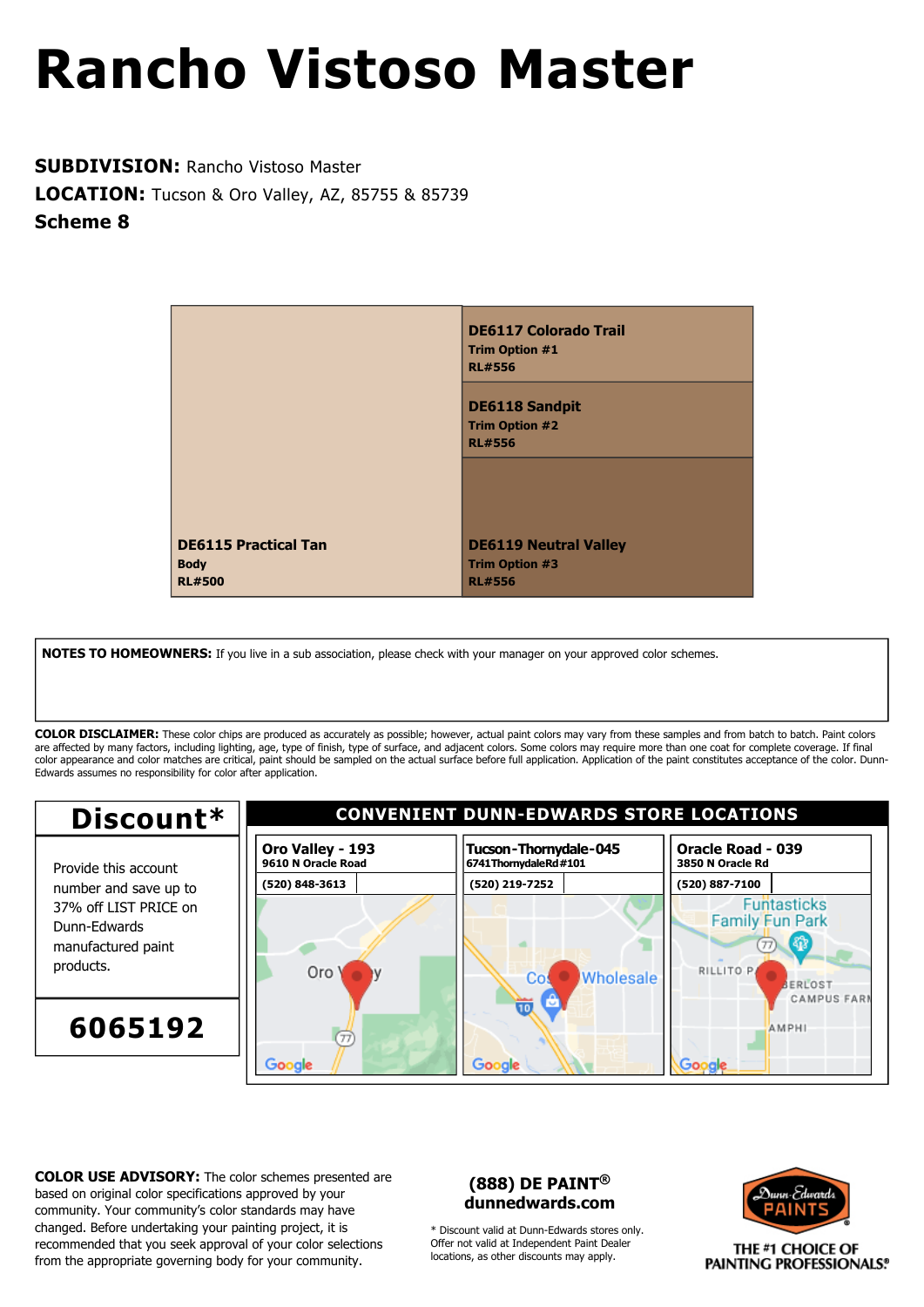# Rancho Vistoso Master

**SUBDIVISION:** Rancho Vistoso Master
**LOCATION:** Tucson & Oro Valley, AZ, 85755 & 85739
**Scheme 8**

**DE6117 Colorado Trail**
**Trim Option #1**
**RL#556**

**DE6118 Sandpit**
**Trim Option #2**
**RL#556**

**DE6115 Practical Tan**
**Body**
**RL#500**

**DE6119 Neutral Valley**
**Trim Option #3**
**RL#556**

**NOTES TO HOMEOWNERS:** If you live in a sub association, please check with your manager on your approved color schemes.

**COLOR DISCLAIMER:** These color chips are produced as accurately as possible; however, actual paint colors may vary from these samples and from batch to batch. Paint colors are affected by many factors, including lighting, age, type of finish, type of surface, and adjacent colors. Some colors may require more than one coat for complete coverage. If final color appearance and color matches are critical, paint should be sampled on the actual surface before full application. Application of the paint constitutes acceptance of the color. Dunn-Edwards assumes no responsibility for color after application.

## Discount*

Provide this account number and save up to 37% off LIST PRICE on Dunn-Edwards manufactured paint products.

**6065192**

## CONVENIENT DUNN-EDWARDS STORE LOCATIONS

| Oro Valley - 193 | Tucson-Thornydale-045 | Oracle Road - 039 |
|---|---|---|
| 9610 N Oracle Road | 6741 Thornydale Rd #101 | 3850 N Oracle Rd |
| (520) 848-3613 | (520) 219-7252 | (520) 887-7100 |

**COLOR USE ADVISORY:** The color schemes presented are based on original color specifications approved by your community. Your community's color standards may have changed. Before undertaking your painting project, it is recommended that you seek approval of your color selections from the appropriate governing body for your community.

**(888) DE PAINT®**
**dunnedwards.com**

\* Discount valid at Dunn-Edwards stores only. Offer not valid at Independent Paint Dealer locations, as other discounts may apply.

Dunn-Edwards PAINTS®
THE #1 CHOICE OF PAINTING PROFESSIONALS®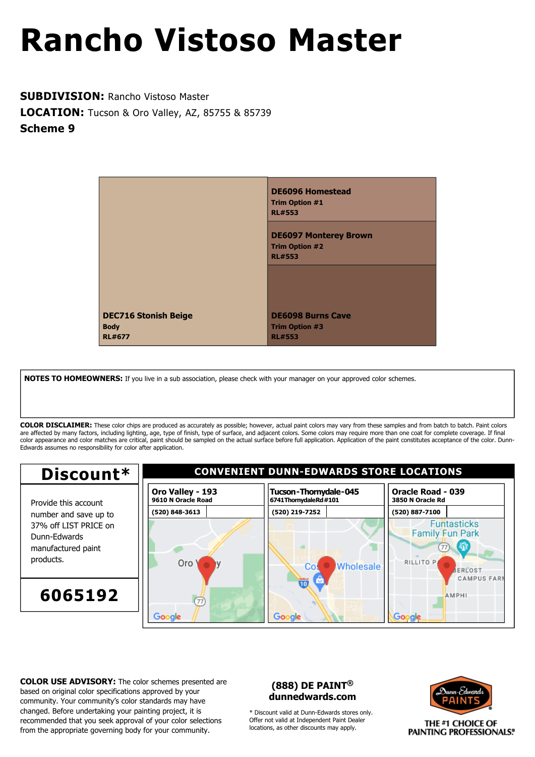# Rancho Vistoso Master

**SUBDIVISION:** Rancho Vistoso Master
**LOCATION:** Tucson & Oro Valley, AZ, 85755 & 85739
**Scheme 9**

**DEC716 Stonish Beige**
**Body**
**RL#677**

**DE6096 Homestead**
**Trim Option #1**
**RL#553**

**DE6097 Monterey Brown**
**Trim Option #2**
**RL#553**

**DE6098 Burns Cave**
**Trim Option #3**
**RL#553**

**NOTES TO HOMEOWNERS:** If you live in a sub association, please check with your manager on your approved color schemes.

**COLOR DISCLAIMER:** These color chips are produced as accurately as possible; however, actual paint colors may vary from these samples and from batch to batch. Paint colors are affected by many factors, including lighting, age, type of finish, type of surface, and adjacent colors. Some colors may require more than one coat for complete coverage. If final color appearance and color matches are critical, paint should be sampled on the actual surface before full application. Application of the paint constitutes acceptance of the color. Dunn-Edwards assumes no responsibility for color after application.

## Discount*

Provide this account number and save up to 37% off LIST PRICE on Dunn-Edwards manufactured paint products.

**6065192**

## CONVENIENT DUNN-EDWARDS STORE LOCATIONS

| Oro Valley - 193 | Tucson-Thornydale-045 | Oracle Road - 039 |
|---|---|---|
| 9610 N Oracle Road | 6741ThornydaleRd#101 | 3850 N Oracle Rd |
| (520) 848-3613 | (520) 219-7252 | (520) 887-7100 |

**COLOR USE ADVISORY:** The color schemes presented are based on original color specifications approved by your community. Your community's color standards may have changed. Before undertaking your painting project, it is recommended that you seek approval of your color selections from the appropriate governing body for your community.

**(888) DE PAINT®**
**dunnedwards.com**

* Discount valid at Dunn-Edwards stores only. Offer not valid at Independent Paint Dealer locations, as other discounts may apply.

Dunn-Edwards PAINTS®
THE #1 CHOICE OF PAINTING PROFESSIONALS®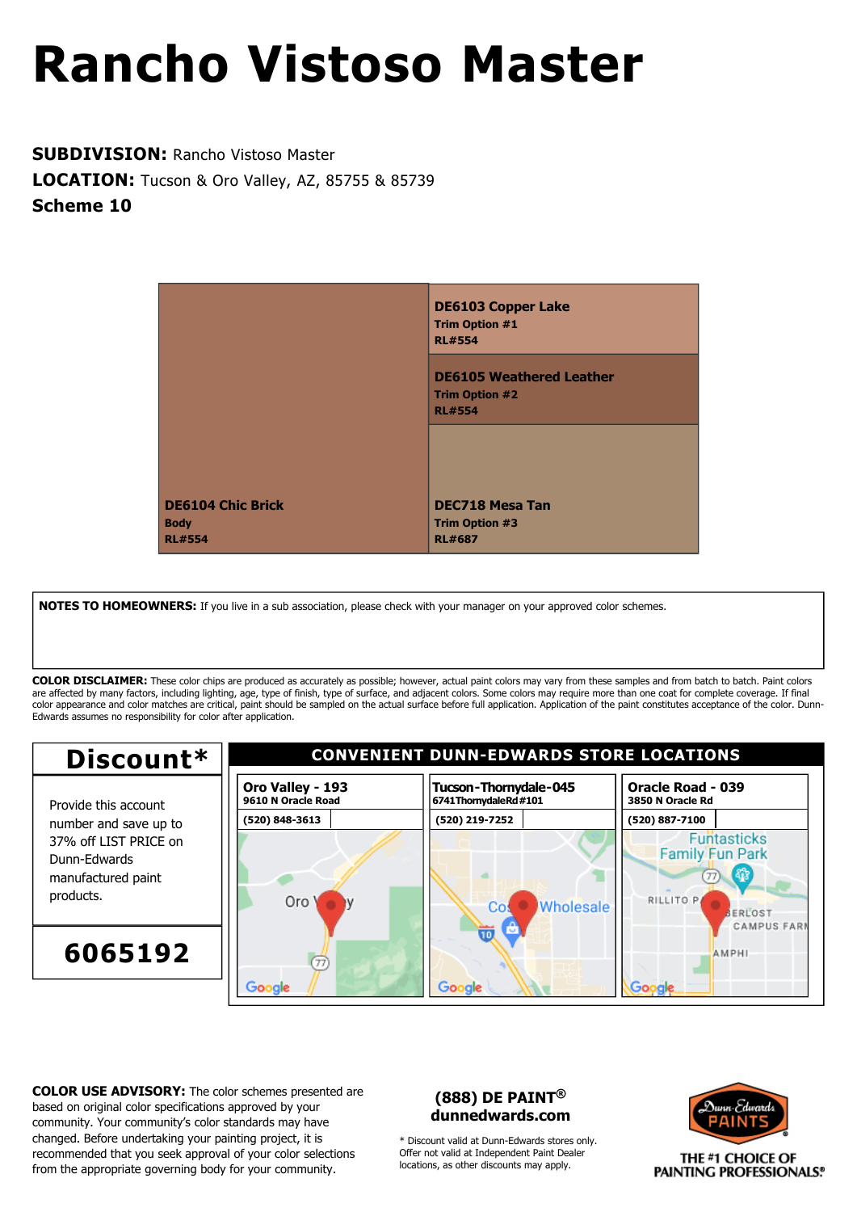# Rancho Vistoso Master

**SUBDIVISION:** Rancho Vistoso Master
**LOCATION:** Tucson & Oro Valley, AZ, 85755 & 85739
**Scheme 10**

**DE6104 Chic Brick**
**Body**
**RL#554**

**DE6103 Copper Lake**
**Trim Option #1**
**RL#554**

**DE6105 Weathered Leather**
**Trim Option #2**
**RL#554**

**DEC718 Mesa Tan**
**Trim Option #3**
**RL#687**

**NOTES TO HOMEOWNERS:** If you live in a sub association, please check with your manager on your approved color schemes.

**COLOR DISCLAIMER:** These color chips are produced as accurately as possible; however, actual paint colors may vary from these samples and from batch to batch. Paint colors are affected by many factors, including lighting, age, type of finish, type of surface, and adjacent colors. Some colors may require more than one coat for complete coverage. If final color appearance and color matches are critical, paint should be sampled on the actual surface before full application. Application of the paint constitutes acceptance of the color. Dunn-Edwards assumes no responsibility for color after application.

## Discount*

Provide this account number and save up to 37% off LIST PRICE on Dunn-Edwards manufactured paint products.

**6065192**

## CONVENIENT DUNN-EDWARDS STORE LOCATIONS

| Oro Valley - 193 | Tucson-Thornydale-045 | Oracle Road - 039 |
|---|---|---|
| 9610 N Oracle Road | 6741 Thornydale Rd #101 | 3850 N Oracle Rd |
| (520) 848-3613 | (520) 219-7252 | (520) 887-7100 |

**COLOR USE ADVISORY:** The color schemes presented are based on original color specifications approved by your community. Your community's color standards may have changed. Before undertaking your painting project, it is recommended that you seek approval of your color selections from the appropriate governing body for your community.

**(888) DE PAINT®**
**dunnedwards.com**

* Discount valid at Dunn-Edwards stores only. Offer not valid at Independent Paint Dealer locations, as other discounts may apply.

Dunn-Edwards PAINTS
THE #1 CHOICE OF PAINTING PROFESSIONALS®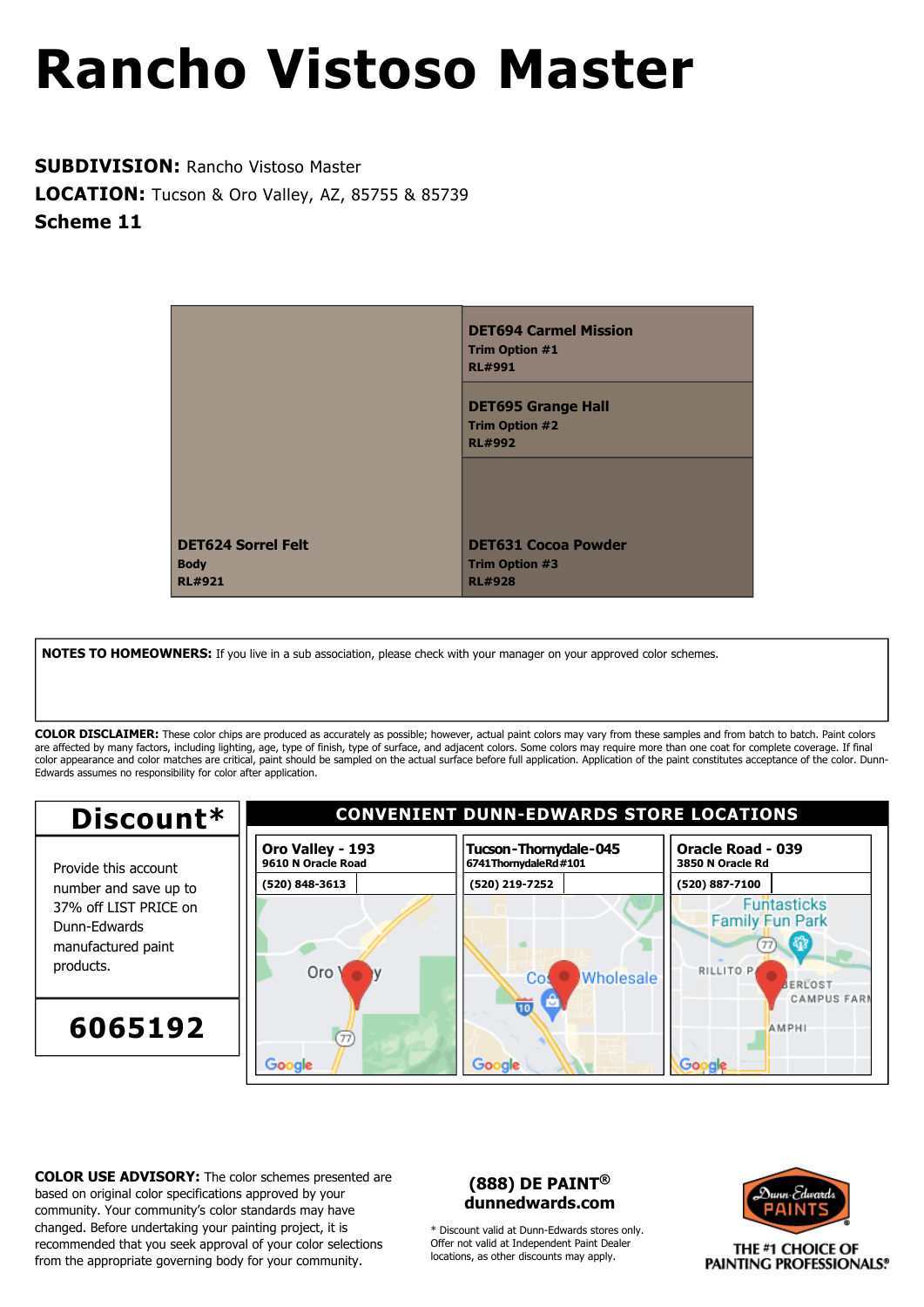# Rancho Vistoso Master

**SUBDIVISION:** Rancho Vistoso Master
**LOCATION:** Tucson & Oro Valley, AZ, 85755 & 85739
**Scheme 11**

**DET694 Carmel Mission**
**Trim Option #1**
**RL#991**

**DET695 Grange Hall**
**Trim Option #2**
**RL#992**

**DET624 Sorrel Felt**
**Body**
**RL#921**

**DET631 Cocoa Powder**
**Trim Option #3**
**RL#928**

**NOTES TO HOMEOWNERS:** If you live in a sub association, please check with your manager on your approved color schemes.

**COLOR DISCLAIMER:** These color chips are produced as accurately as possible; however, actual paint colors may vary from these samples and from batch to batch. Paint colors are affected by many factors, including lighting, age, type of finish, type of surface, and adjacent colors. Some colors may require more than one coat for complete coverage. If final color appearance and color matches are critical, paint should be sampled on the actual surface before full application. Application of the paint constitutes acceptance of the color. Dunn-Edwards assumes no responsibility for color after application.

## Discount*

Provide this account number and save up to 37% off LIST PRICE on Dunn-Edwards manufactured paint products.

**6065192**

## CONVENIENT DUNN-EDWARDS STORE LOCATIONS

| Oro Valley - 193 | Tucson-Thornydale-045 | Oracle Road - 039 |
|---|---|---|
| 9610 N Oracle Road | 6741 Thornydale Rd #101 | 3850 N Oracle Rd |
| (520) 848-3613 | (520) 219-7252 | (520) 887-7100 |

**COLOR USE ADVISORY:** The color schemes presented are based on original color specifications approved by your community. Your community's color standards may have changed. Before undertaking your painting project, it is recommended that you seek approval of your color selections from the appropriate governing body for your community.

**(888) DE PAINT®**
**dunnedwards.com**

* Discount valid at Dunn-Edwards stores only. Offer not valid at Independent Paint Dealer locations, as other discounts may apply.

Dunn-Edwards PAINTS
THE #1 CHOICE OF PAINTING PROFESSIONALS®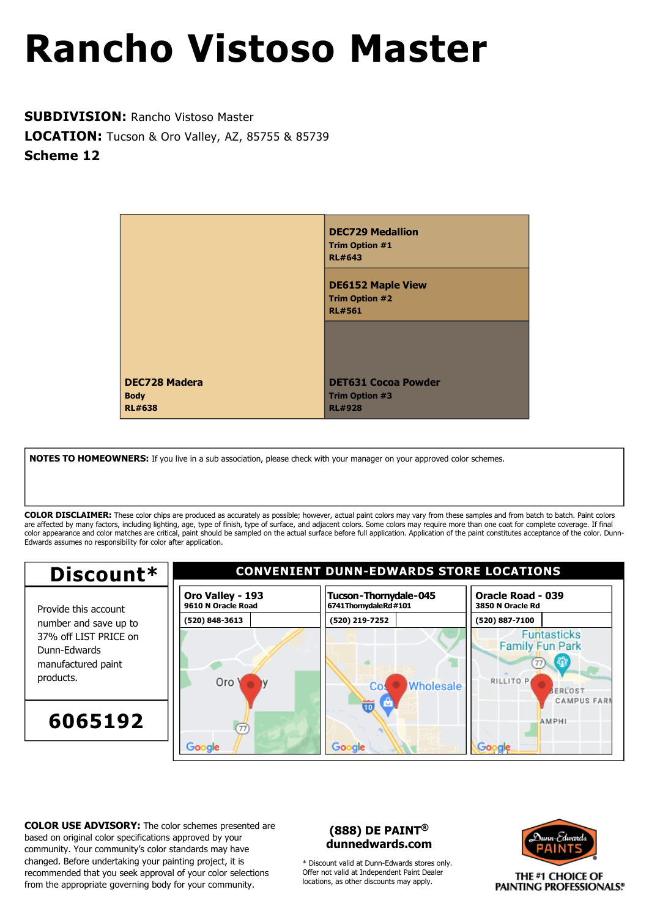# Rancho Vistoso Master

**SUBDIVISION:** Rancho Vistoso Master
**LOCATION:** Tucson & Oro Valley, AZ, 85755 & 85739
**Scheme 12**

| Color | Use | RL# |
|---|---|---|
| DEC728 Madera | Body | RL#638 |
| DEC729 Medallion | Trim Option #1 | RL#643 |
| DE6152 Maple View | Trim Option #2 | RL#561 |
| DET631 Cocoa Powder | Trim Option #3 | RL#928 |

**NOTES TO HOMEOWNERS:** If you live in a sub association, please check with your manager on your approved color schemes.

**COLOR DISCLAIMER:** These color chips are produced as accurately as possible; however, actual paint colors may vary from these samples and from batch to batch. Paint colors are affected by many factors, including lighting, age, type of finish, type of surface, and adjacent colors. Some colors may require more than one coat for complete coverage. If final color appearance and color matches are critical, paint should be sampled on the actual surface before full application. Application of the paint constitutes acceptance of the color. Dunn-Edwards assumes no responsibility for color after application.

## Discount*

Provide this account number and save up to 37% off LIST PRICE on Dunn-Edwards manufactured paint products.

**6065192**

## CONVENIENT DUNN-EDWARDS STORE LOCATIONS

| Oro Valley - 193 | Tucson-Thornydale-045 | Oracle Road - 039 |
|---|---|---|
| 9610 N Oracle Road | 6741 Thornydale Rd #101 | 3850 N Oracle Rd |
| (520) 848-3613 | (520) 219-7252 | (520) 887-7100 |

**COLOR USE ADVISORY:** The color schemes presented are based on original color specifications approved by your community. Your community's color standards may have changed. Before undertaking your painting project, it is recommended that you seek approval of your color selections from the appropriate governing body for your community.

**(888) DE PAINT®**
**dunnedwards.com**

\* Discount valid at Dunn-Edwards stores only. Offer not valid at Independent Paint Dealer locations, as other discounts may apply.

Dunn-Edwards PAINTS
THE #1 CHOICE OF PAINTING PROFESSIONALS®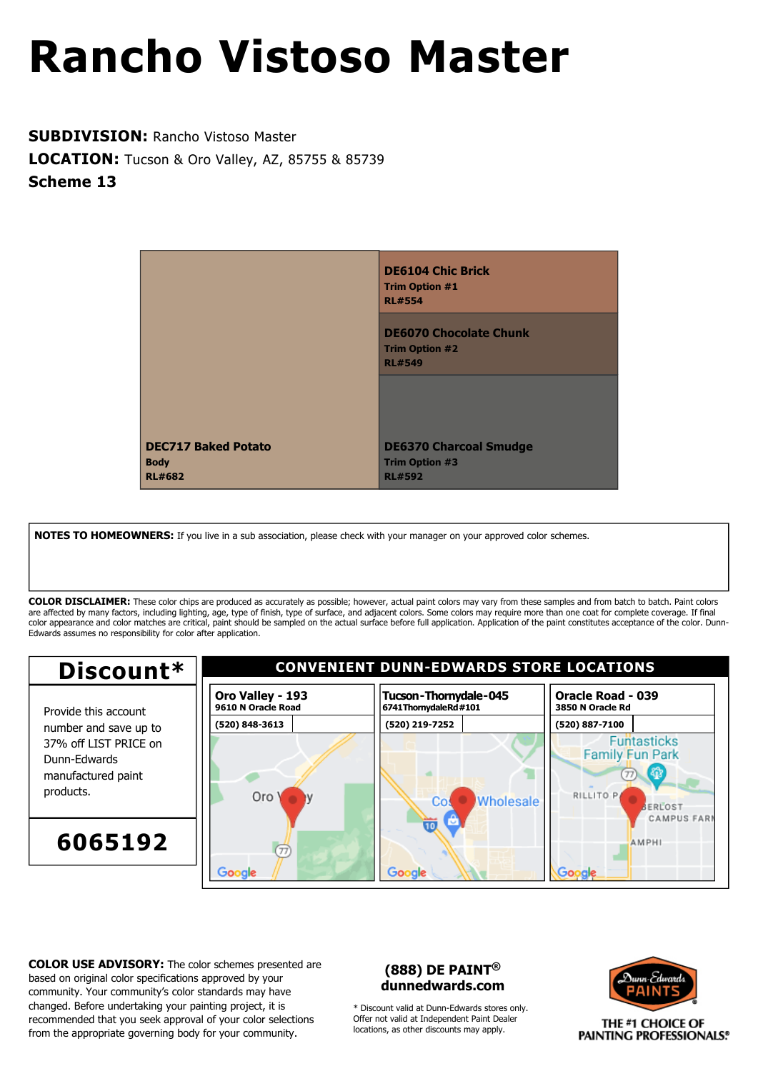# Rancho Vistoso Master

**SUBDIVISION:** Rancho Vistoso Master
**LOCATION:** Tucson & Oro Valley, AZ, 85755 & 85739
**Scheme 13**

**DEC717 Baked Potato**
**Body**
**RL#682**

**DE6104 Chic Brick**
**Trim Option #1**
**RL#554**

**DE6070 Chocolate Chunk**
**Trim Option #2**
**RL#549**

**DE6370 Charcoal Smudge**
**Trim Option #3**
**RL#592**

**NOTES TO HOMEOWNERS:** If you live in a sub association, please check with your manager on your approved color schemes.

**COLOR DISCLAIMER:** These color chips are produced as accurately as possible; however, actual paint colors may vary from these samples and from batch to batch. Paint colors are affected by many factors, including lighting, age, type of finish, type of surface, and adjacent colors. Some colors may require more than one coat for complete coverage. If final color appearance and color matches are critical, paint should be sampled on the actual surface before full application. Application of the paint constitutes acceptance of the color. Dunn-Edwards assumes no responsibility for color after application.

## Discount*

Provide this account number and save up to 37% off LIST PRICE on Dunn-Edwards manufactured paint products.

**6065192**

## CONVENIENT DUNN-EDWARDS STORE LOCATIONS

| Oro Valley - 193 | Tucson-Thornydale-045 | Oracle Road - 039 |
|---|---|---|
| 9610 N Oracle Road | 6741 Thornydale Rd #101 | 3850 N Oracle Rd |
| (520) 848-3613 | (520) 219-7252 | (520) 887-7100 |

**COLOR USE ADVISORY:** The color schemes presented are based on original color specifications approved by your community. Your community's color standards may have changed. Before undertaking your painting project, it is recommended that you seek approval of your color selections from the appropriate governing body for your community.

**(888) DE PAINT®**
**dunnedwards.com**

\* Discount valid at Dunn-Edwards stores only. Offer not valid at Independent Paint Dealer locations, as other discounts may apply.

Dunn-Edwards PAINTS
THE #1 CHOICE OF PAINTING PROFESSIONALS®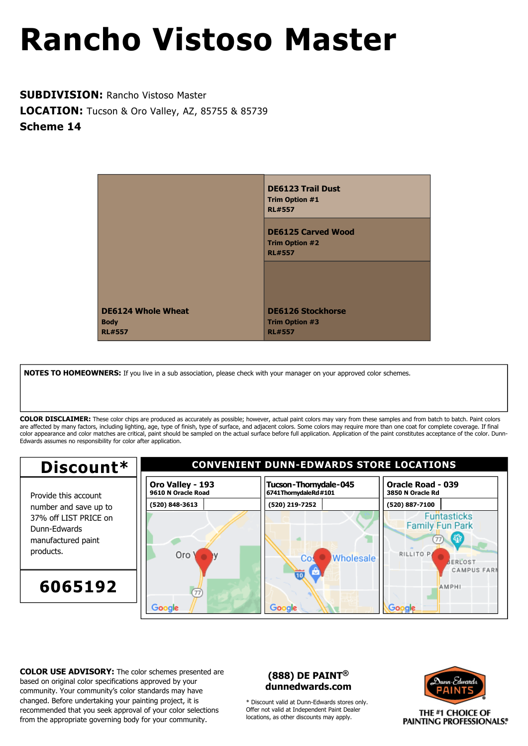# Rancho Vistoso Master

**SUBDIVISION:** Rancho Vistoso Master
**LOCATION:** Tucson & Oro Valley, AZ, 85755 & 85739
**Scheme 14**

**DE6124 Whole Wheat**
**Body**
**RL#557**

**DE6123 Trail Dust**
**Trim Option #1**
**RL#557**

**DE6125 Carved Wood**
**Trim Option #2**
**RL#557**

**DE6126 Stockhorse**
**Trim Option #3**
**RL#557**

**NOTES TO HOMEOWNERS:** If you live in a sub association, please check with your manager on your approved color schemes.

**COLOR DISCLAIMER:** These color chips are produced as accurately as possible; however, actual paint colors may vary from these samples and from batch to batch. Paint colors are affected by many factors, including lighting, age, type of finish, type of surface, and adjacent colors. Some colors may require more than one coat for complete coverage. If final color appearance and color matches are critical, paint should be sampled on the actual surface before full application. Application of the paint constitutes acceptance of the color. Dunn-Edwards assumes no responsibility for color after application.

## Discount*

Provide this account number and save up to 37% off LIST PRICE on Dunn-Edwards manufactured paint products.

**6065192**

## CONVENIENT DUNN-EDWARDS STORE LOCATIONS

| Oro Valley - 193 | Tucson-Thornydale-045 | Oracle Road - 039 |
|---|---|---|
| 9610 N Oracle Road | 6741 Thornydale Rd #101 | 3850 N Oracle Rd |
| (520) 848-3613 | (520) 219-7252 | (520) 887-7100 |

**COLOR USE ADVISORY:** The color schemes presented are based on original color specifications approved by your community. Your community's color standards may have changed. Before undertaking your painting project, it is recommended that you seek approval of your color selections from the appropriate governing body for your community.

**(888) DE PAINT®**
**dunnedwards.com**

* Discount valid at Dunn-Edwards stores only. Offer not valid at Independent Paint Dealer locations, as other discounts may apply.

Dunn-Edwards PAINTS
THE #1 CHOICE OF PAINTING PROFESSIONALS®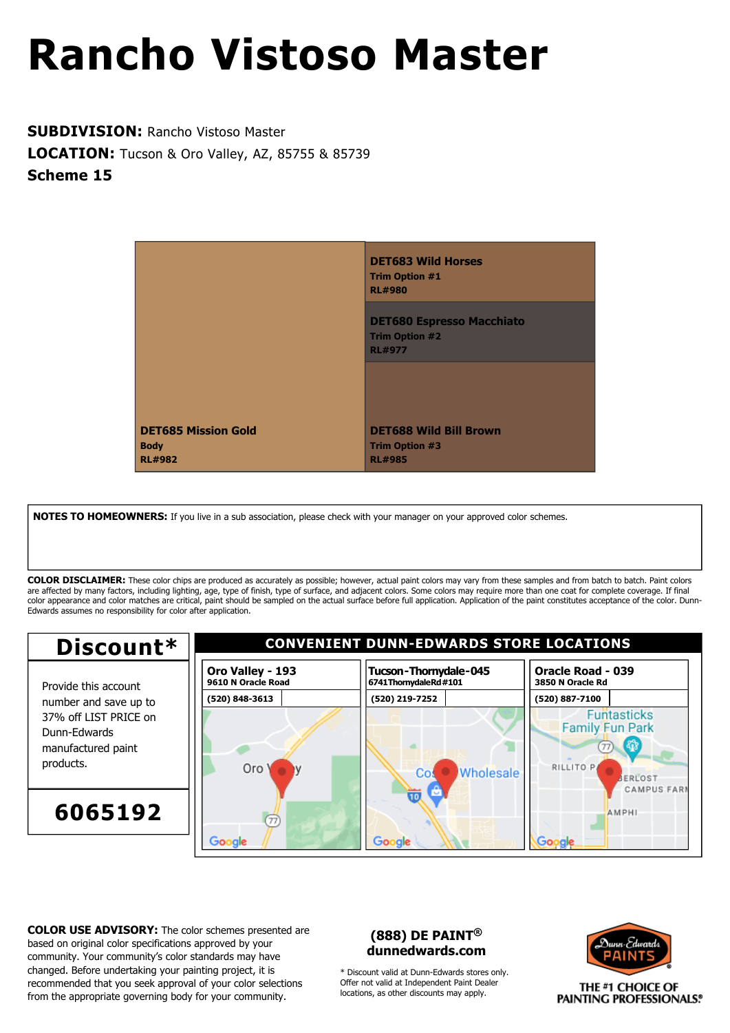# Rancho Vistoso Master

**SUBDIVISION:** Rancho Vistoso Master
**LOCATION:** Tucson & Oro Valley, AZ, 85755 & 85739
**Scheme 15**

**DET685 Mission Gold**
**Body**
**RL#982**

**DET683 Wild Horses**
**Trim Option #1**
**RL#980**

**DET680 Espresso Macchiato**
**Trim Option #2**
**RL#977**

**DET688 Wild Bill Brown**
**Trim Option #3**
**RL#985**

**NOTES TO HOMEOWNERS:** If you live in a sub association, please check with your manager on your approved color schemes.

**COLOR DISCLAIMER:** These color chips are produced as accurately as possible; however, actual paint colors may vary from these samples and from batch to batch. Paint colors are affected by many factors, including lighting, age, type of finish, type of surface, and adjacent colors. Some colors may require more than one coat for complete coverage. If final color appearance and color matches are critical, paint should be sampled on the actual surface before full application. Application of the paint constitutes acceptance of the color. Dunn-Edwards assumes no responsibility for color after application.

## Discount*

Provide this account number and save up to 37% off LIST PRICE on Dunn-Edwards manufactured paint products.

**6065192**

## CONVENIENT DUNN-EDWARDS STORE LOCATIONS

| Oro Valley - 193 | Tucson-Thornydale-045 | Oracle Road - 039 |
|---|---|---|
| 9610 N Oracle Road | 6741 Thornydale Rd #101 | 3850 N Oracle Rd |
| (520) 848-3613 | (520) 219-7252 | (520) 887-7100 |

**COLOR USE ADVISORY:** The color schemes presented are based on original color specifications approved by your community. Your community's color standards may have changed. Before undertaking your painting project, it is recommended that you seek approval of your color selections from the appropriate governing body for your community.

**(888) DE PAINT®**
**dunnedwards.com**

* Discount valid at Dunn-Edwards stores only. Offer not valid at Independent Paint Dealer locations, as other discounts may apply.

Dunn-Edwards PAINTS

THE #1 CHOICE OF PAINTING PROFESSIONALS®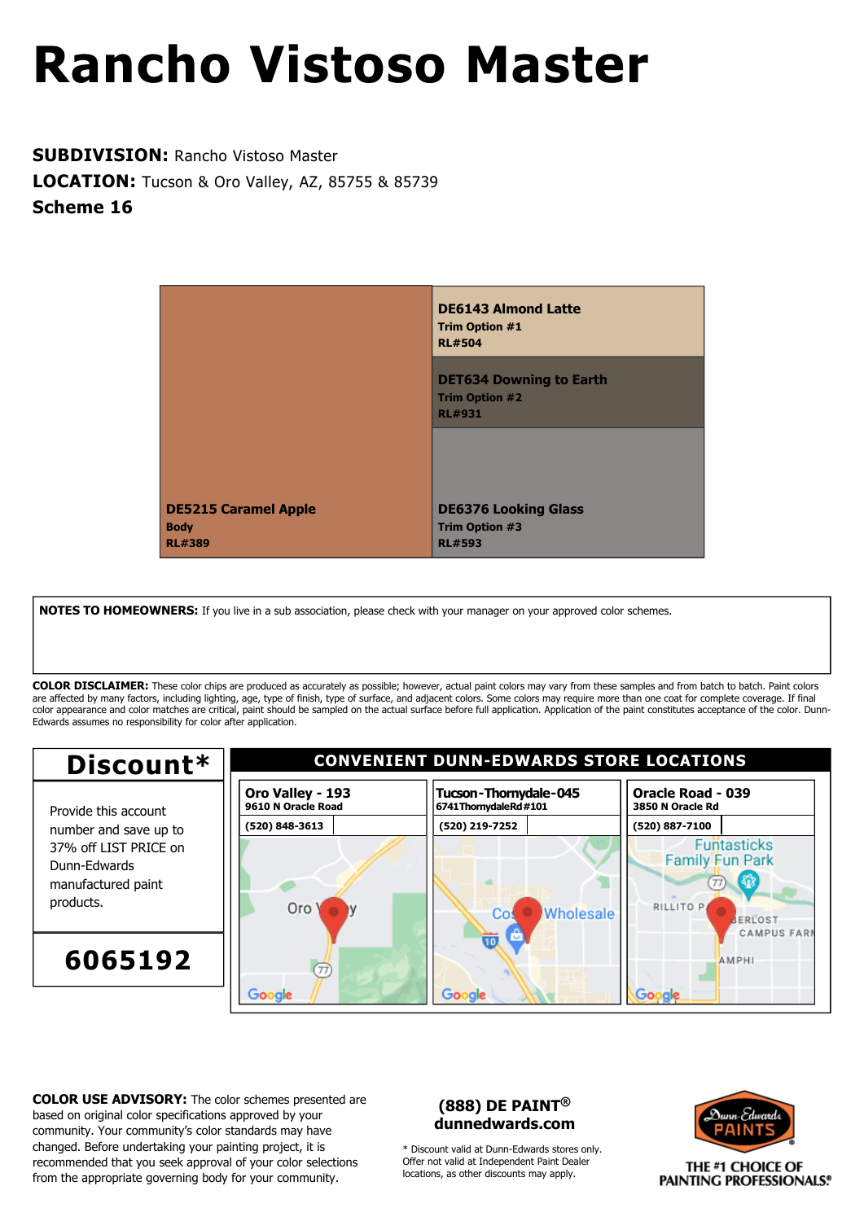# Rancho Vistoso Master

**SUBDIVISION:** Rancho Vistoso Master
**LOCATION:** Tucson & Oro Valley, AZ, 85755 & 85739
**Scheme 16**

| Color | Use | RL# |
|---|---|---|
| DE5215 Caramel Apple | Body | RL#389 |
| DE6143 Almond Latte | Trim Option #1 | RL#504 |
| DET634 Downing to Earth | Trim Option #2 | RL#931 |
| DE6376 Looking Glass | Trim Option #3 | RL#593 |

**NOTES TO HOMEOWNERS:** If you live in a sub association, please check with your manager on your approved color schemes.

**COLOR DISCLAIMER:** These color chips are produced as accurately as possible; however, actual paint colors may vary from these samples and from batch to batch. Paint colors are affected by many factors, including lighting, age, type of finish, type of surface, and adjacent colors. Some colors may require more than one coat for complete coverage. If final color appearance and color matches are critical, paint should be sampled on the actual surface before full application. Application of the paint constitutes acceptance of the color. Dunn-Edwards assumes no responsibility for color after application.

## Discount*

Provide this account number and save up to 37% off LIST PRICE on Dunn-Edwards manufactured paint products.

**6065192**

## CONVENIENT DUNN-EDWARDS STORE LOCATIONS

| Oro Valley - 193 | Tucson-Thornydale-045 | Oracle Road - 039 |
|---|---|---|
| 9610 N Oracle Road | 6741 Thornydale Rd #101 | 3850 N Oracle Rd |
| (520) 848-3613 | (520) 219-7252 | (520) 887-7100 |

**COLOR USE ADVISORY:** The color schemes presented are based on original color specifications approved by your community. Your community's color standards may have changed. Before undertaking your painting project, it is recommended that you seek approval of your color selections from the appropriate governing body for your community.

**(888) DE PAINT®**
**dunnedwards.com**

* Discount valid at Dunn-Edwards stores only. Offer not valid at Independent Paint Dealer locations, as other discounts may apply.

Dunn-Edwards PAINTS®
THE #1 CHOICE OF PAINTING PROFESSIONALS®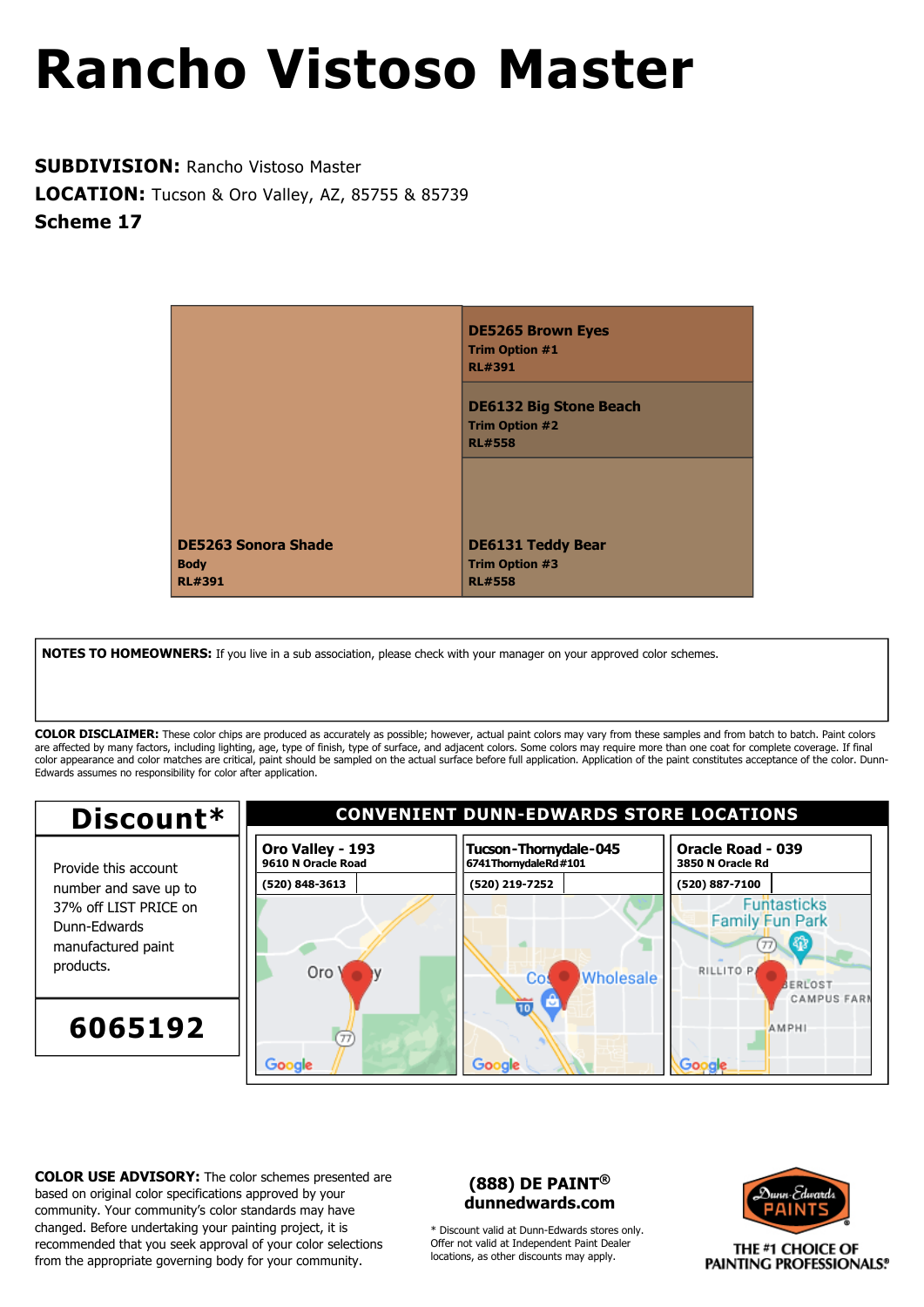# Rancho Vistoso Master

**SUBDIVISION:** Rancho Vistoso Master
**LOCATION:** Tucson & Oro Valley, AZ, 85755 & 85739
**Scheme 17**

| Color | Use | RL# |
|---|---|---|
| DE5263 Sonora Shade | Body | RL#391 |
| DE5265 Brown Eyes | Trim Option #1 | RL#391 |
| DE6132 Big Stone Beach | Trim Option #2 | RL#558 |
| DE6131 Teddy Bear | Trim Option #3 | RL#558 |

**NOTES TO HOMEOWNERS:** If you live in a sub association, please check with your manager on your approved color schemes.

**COLOR DISCLAIMER:** These color chips are produced as accurately as possible; however, actual paint colors may vary from these samples and from batch to batch. Paint colors are affected by many factors, including lighting, age, type of finish, type of surface, and adjacent colors. Some colors may require more than one coat for complete coverage. If final color appearance and color matches are critical, paint should be sampled on the actual surface before full application. Application of the paint constitutes acceptance of the color. Dunn-Edwards assumes no responsibility for color after application.

## Discount*

Provide this account number and save up to 37% off LIST PRICE on Dunn-Edwards manufactured paint products.

**6065192**

## CONVENIENT DUNN-EDWARDS STORE LOCATIONS

| Store | Address | Phone |
|---|---|---|
| Oro Valley - 193 | 9610 N Oracle Road | (520) 848-3613 |
| Tucson-Thornydale-045 | 6741 Thornydale Rd #101 | (520) 219-7252 |
| Oracle Road - 039 | 3850 N Oracle Rd | (520) 887-7100 |

**COLOR USE ADVISORY:** The color schemes presented are based on original color specifications approved by your community. Your community's color standards may have changed. Before undertaking your painting project, it is recommended that you seek approval of your color selections from the appropriate governing body for your community.

**(888) DE PAINT®**
**dunnedwards.com**

* Discount valid at Dunn-Edwards stores only. Offer not valid at Independent Paint Dealer locations, as other discounts may apply.

Dunn-Edwards PAINTS®
THE #1 CHOICE OF PAINTING PROFESSIONALS®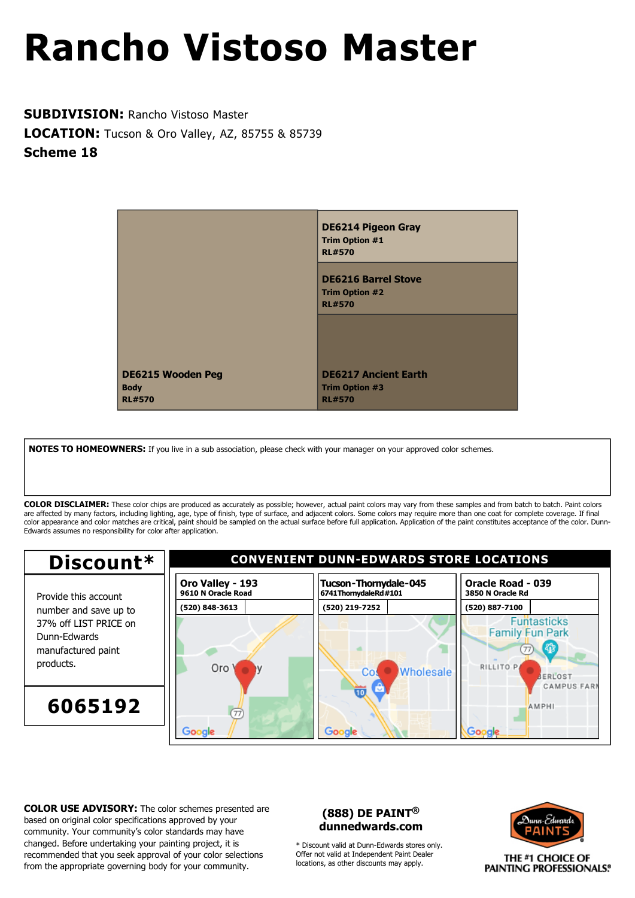# Rancho Vistoso Master

**SUBDIVISION:** Rancho Vistoso Master
**LOCATION:** Tucson & Oro Valley, AZ, 85755 & 85739
**Scheme 18**

| Color | Use | RL# |
|---|---|---|
| **DE6215 Wooden Peg** | Body | RL#570 |
| **DE6214 Pigeon Gray** | Trim Option #1 | RL#570 |
| **DE6216 Barrel Stove** | Trim Option #2 | RL#570 |
| **DE6217 Ancient Earth** | Trim Option #3 | RL#570 |

**NOTES TO HOMEOWNERS:** If you live in a sub association, please check with your manager on your approved color schemes.

**COLOR DISCLAIMER:** These color chips are produced as accurately as possible; however, actual paint colors may vary from these samples and from batch to batch. Paint colors are affected by many factors, including lighting, age, type of finish, type of surface, and adjacent colors. Some colors may require more than one coat for complete coverage. If final color appearance and color matches are critical, paint should be sampled on the actual surface before full application. Application of the paint constitutes acceptance of the color. Dunn-Edwards assumes no responsibility for color after application.

## Discount*

Provide this account number and save up to 37% off LIST PRICE on Dunn-Edwards manufactured paint products.

**6065192**

## CONVENIENT DUNN-EDWARDS STORE LOCATIONS

| Oro Valley - 193 | Tucson-Thornydale-045 | Oracle Road - 039 |
|---|---|---|
| 9610 N Oracle Road | 6741 Thornydale Rd #101 | 3850 N Oracle Rd |
| (520) 848-3613 | (520) 219-7252 | (520) 887-7100 |

**COLOR USE ADVISORY:** The color schemes presented are based on original color specifications approved by your community. Your community's color standards may have changed. Before undertaking your painting project, it is recommended that you seek approval of your color selections from the appropriate governing body for your community.

**(888) DE PAINT®**
**dunnedwards.com**

* Discount valid at Dunn-Edwards stores only. Offer not valid at Independent Paint Dealer locations, as other discounts may apply.

Dunn-Edwards PAINTS
THE #1 CHOICE OF PAINTING PROFESSIONALS®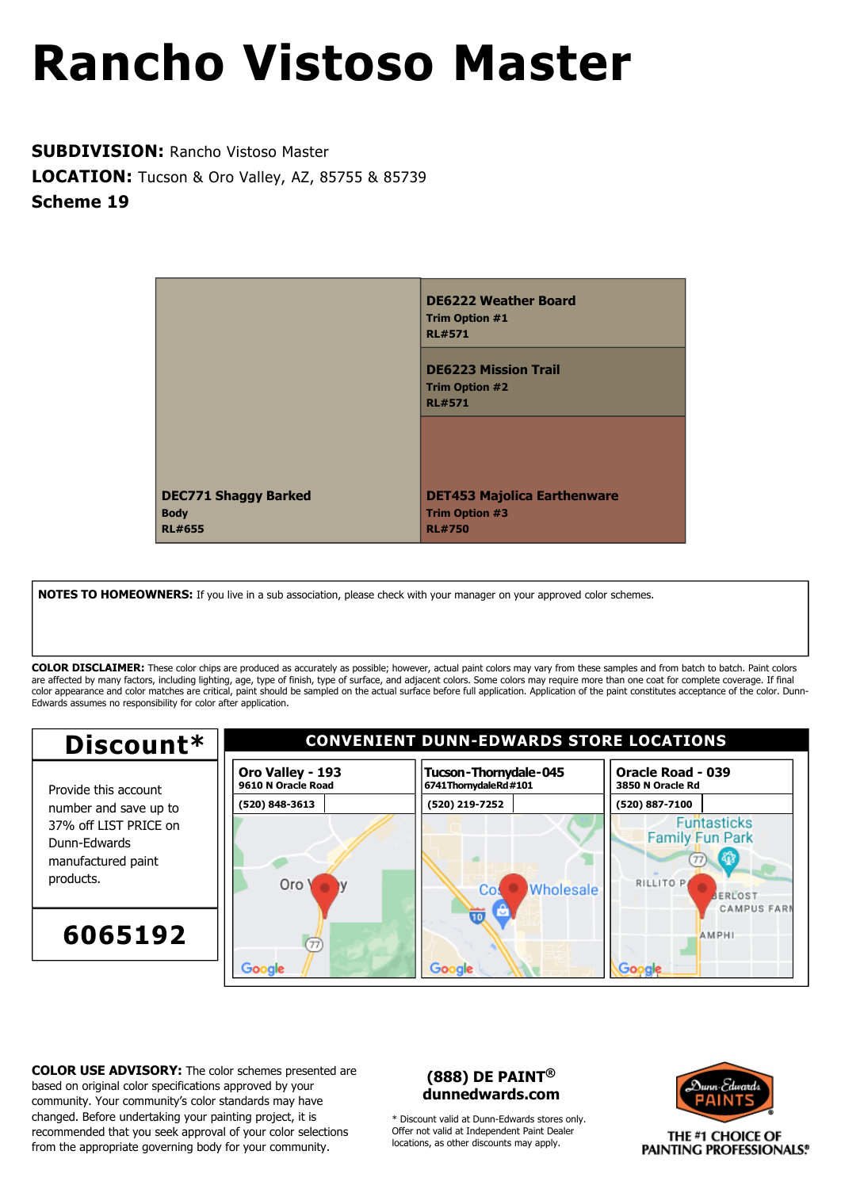# Rancho Vistoso Master

**SUBDIVISION:** Rancho Vistoso Master
**LOCATION:** Tucson & Oro Valley, AZ, 85755 & 85739
**Scheme 19**

**DE6222 Weather Board**
**Trim Option #1**
**RL#571**

**DE6223 Mission Trail**
**Trim Option #2**
**RL#571**

**DEC771 Shaggy Barked**
**Body**
**RL#655**

**DET453 Majolica Earthenware**
**Trim Option #3**
**RL#750**

**NOTES TO HOMEOWNERS:** If you live in a sub association, please check with your manager on your approved color schemes.

**COLOR DISCLAIMER:** These color chips are produced as accurately as possible; however, actual paint colors may vary from these samples and from batch to batch. Paint colors are affected by many factors, including lighting, age, type of finish, type of surface, and adjacent colors. Some colors may require more than one coat for complete coverage. If final color appearance and color matches are critical, paint should be sampled on the actual surface before full application. Application of the paint constitutes acceptance of the color. Dunn-Edwards assumes no responsibility for color after application.

## Discount*

Provide this account number and save up to 37% off LIST PRICE on Dunn-Edwards manufactured paint products.

**6065192**

## CONVENIENT DUNN-EDWARDS STORE LOCATIONS

| Oro Valley - 193 | Tucson-Thornydale-045 | Oracle Road - 039 |
|---|---|---|
| 9610 N Oracle Road | 6741 Thornydale Rd #101 | 3850 N Oracle Rd |
| (520) 848-3613 | (520) 219-7252 | (520) 887-7100 |

**COLOR USE ADVISORY:** The color schemes presented are based on original color specifications approved by your community. Your community's color standards may have changed. Before undertaking your painting project, it is recommended that you seek approval of your color selections from the appropriate governing body for your community.

**(888) DE PAINT®**
**dunnedwards.com**

* Discount valid at Dunn-Edwards stores only. Offer not valid at Independent Paint Dealer locations, as other discounts may apply.

Dunn-Edwards PAINTS®
THE #1 CHOICE OF PAINTING PROFESSIONALS®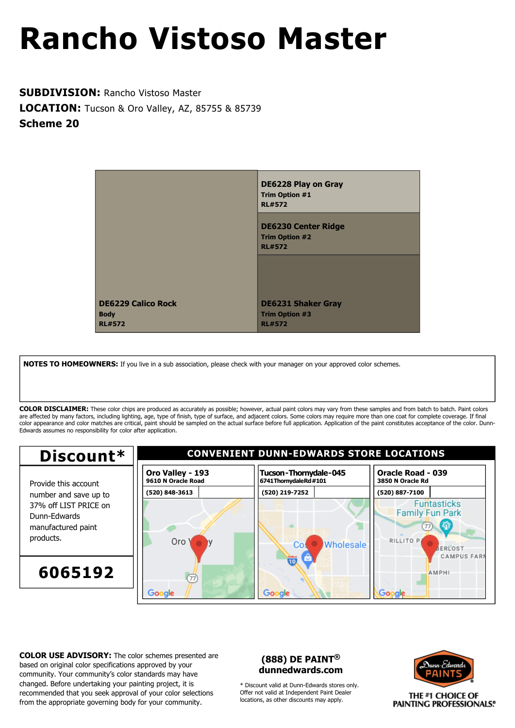# Rancho Vistoso Master

**SUBDIVISION:** Rancho Vistoso Master
**LOCATION:** Tucson & Oro Valley, AZ, 85755 & 85739
**Scheme 20**

**DE6229 Calico Rock**
**Body**
**RL#572**

**DE6228 Play on Gray**
**Trim Option #1**
**RL#572**

**DE6230 Center Ridge**
**Trim Option #2**
**RL#572**

**DE6231 Shaker Gray**
**Trim Option #3**
**RL#572**

**NOTES TO HOMEOWNERS:** If you live in a sub association, please check with your manager on your approved color schemes.

**COLOR DISCLAIMER:** These color chips are produced as accurately as possible; however, actual paint colors may vary from these samples and from batch to batch. Paint colors are affected by many factors, including lighting, age, type of finish, type of surface, and adjacent colors. Some colors may require more than one coat for complete coverage. If final color appearance and color matches are critical, paint should be sampled on the actual surface before full application. Application of the paint constitutes acceptance of the color. Dunn-Edwards assumes no responsibility for color after application.

## Discount*

Provide this account number and save up to 37% off LIST PRICE on Dunn-Edwards manufactured paint products.

**6065192**

## CONVENIENT DUNN-EDWARDS STORE LOCATIONS

| Oro Valley - 193 | Tucson-Thornydale-045 | Oracle Road - 039 |
|---|---|---|
| 9610 N Oracle Road | 6741 Thornydale Rd #101 | 3850 N Oracle Rd |
| (520) 848-3613 | (520) 219-7252 | (520) 887-7100 |

**COLOR USE ADVISORY:** The color schemes presented are based on original color specifications approved by your community. Your community's color standards may have changed. Before undertaking your painting project, it is recommended that you seek approval of your color selections from the appropriate governing body for your community.

**(888) DE PAINT®**
**dunnedwards.com**

* Discount valid at Dunn-Edwards stores only. Offer not valid at Independent Paint Dealer locations, as other discounts may apply.

Dunn-Edwards PAINTS
THE #1 CHOICE OF PAINTING PROFESSIONALS®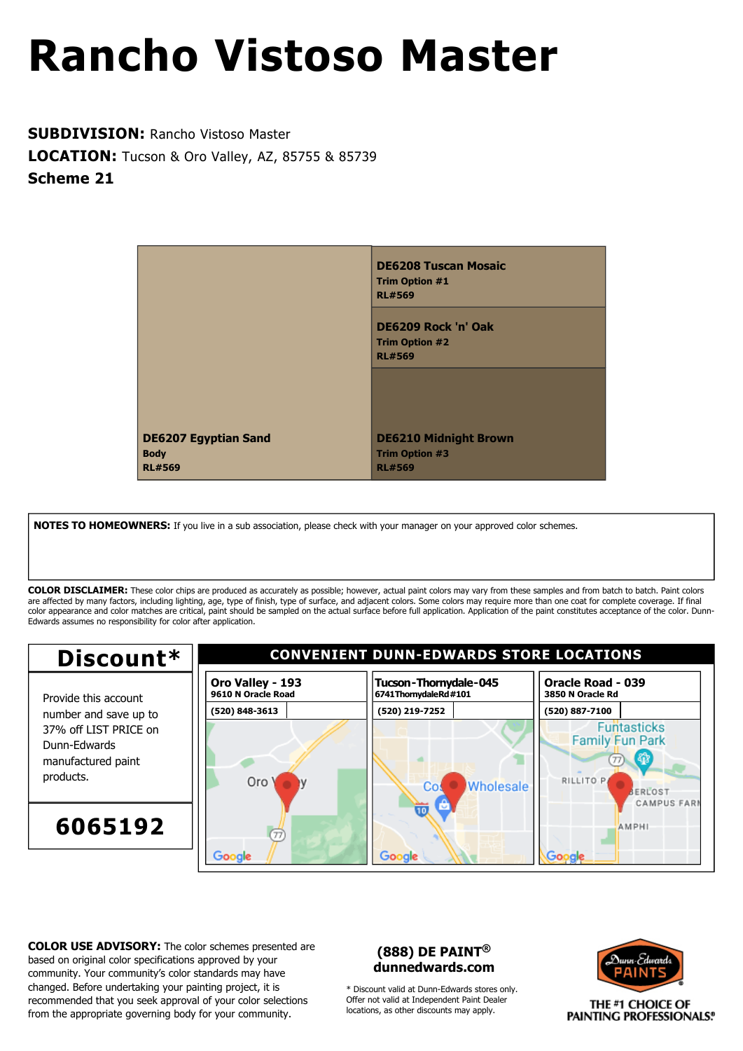# Rancho Vistoso Master

**SUBDIVISION:** Rancho Vistoso Master
**LOCATION:** Tucson & Oro Valley, AZ, 85755 & 85739
**Scheme 21**

**DE6208 Tuscan Mosaic**
**Trim Option #1**
**RL#569**

**DE6209 Rock 'n' Oak**
**Trim Option #2**
**RL#569**

**DE6207 Egyptian Sand**
**Body**
**RL#569**

**DE6210 Midnight Brown**
**Trim Option #3**
**RL#569**

**NOTES TO HOMEOWNERS:** If you live in a sub association, please check with your manager on your approved color schemes.

**COLOR DISCLAIMER:** These color chips are produced as accurately as possible; however, actual paint colors may vary from these samples and from batch to batch. Paint colors are affected by many factors, including lighting, age, type of finish, type of surface, and adjacent colors. Some colors may require more than one coat for complete coverage. If final color appearance and color matches are critical, paint should be sampled on the actual surface before full application. Application of the paint constitutes acceptance of the color. Dunn-Edwards assumes no responsibility for color after application.

## Discount*

Provide this account number and save up to 37% off LIST PRICE on Dunn-Edwards manufactured paint products.

**6065192**

## CONVENIENT DUNN-EDWARDS STORE LOCATIONS

| Oro Valley - 193 | Tucson-Thornydale-045 | Oracle Road - 039 |
|---|---|---|
| 9610 N Oracle Road | 6741 Thornydale Rd #101 | 3850 N Oracle Rd |
| (520) 848-3613 | (520) 219-7252 | (520) 887-7100 |

**COLOR USE ADVISORY:** The color schemes presented are based on original color specifications approved by your community. Your community's color standards may have changed. Before undertaking your painting project, it is recommended that you seek approval of your color selections from the appropriate governing body for your community.

**(888) DE PAINT®**
**dunnedwards.com**

* Discount valid at Dunn-Edwards stores only. Offer not valid at Independent Paint Dealer locations, as other discounts may apply.

Dunn-Edwards PAINTS

THE #1 CHOICE OF PAINTING PROFESSIONALS®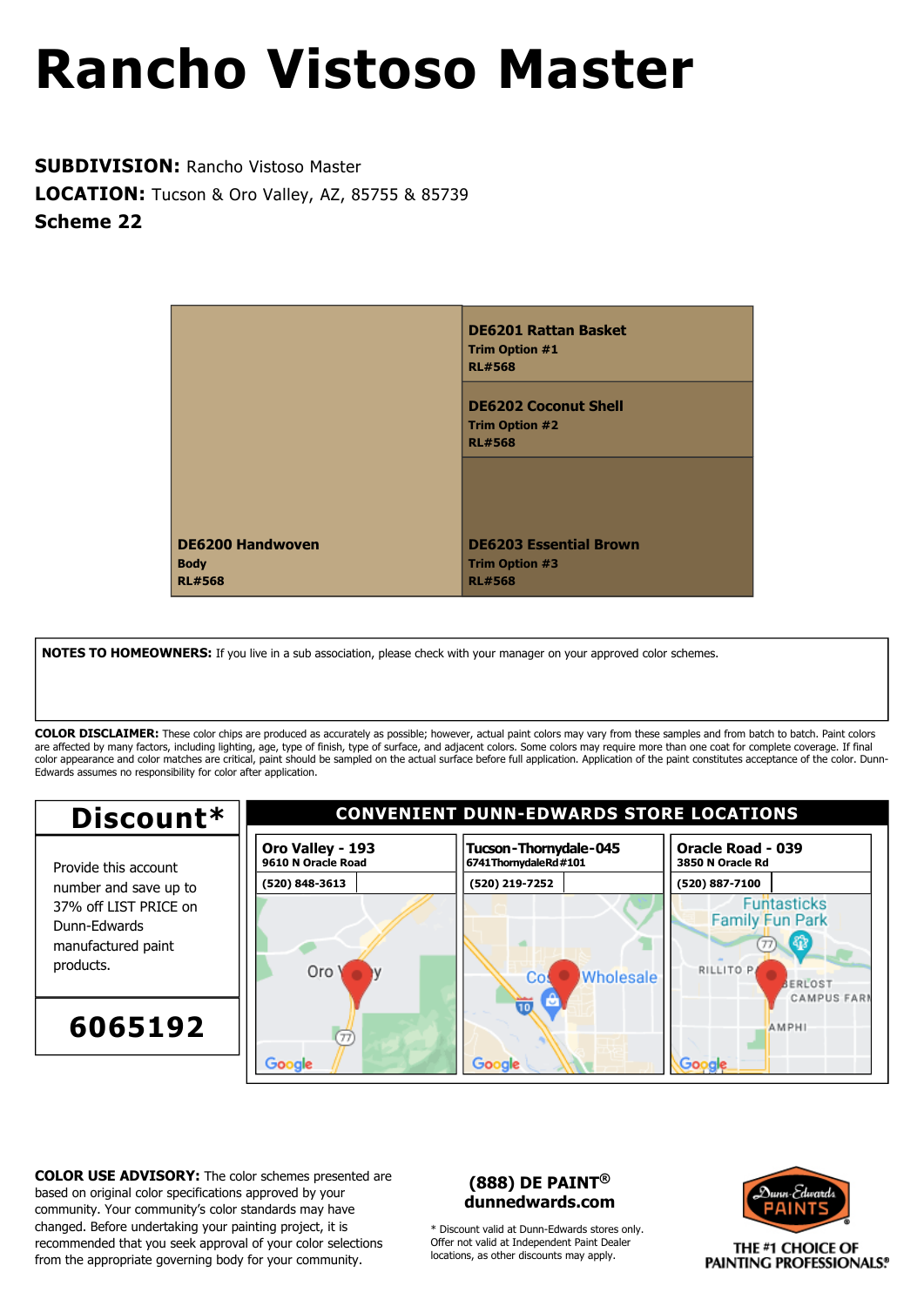# Rancho Vistoso Master

**SUBDIVISION:** Rancho Vistoso Master
**LOCATION:** Tucson & Oro Valley, AZ, 85755 & 85739
**Scheme 22**

**DE6200 Handwoven**
**Body**
**RL#568**

**DE6201 Rattan Basket**
**Trim Option #1**
**RL#568**

**DE6202 Coconut Shell**
**Trim Option #2**
**RL#568**

**DE6203 Essential Brown**
**Trim Option #3**
**RL#568**

**NOTES TO HOMEOWNERS:** If you live in a sub association, please check with your manager on your approved color schemes.

**COLOR DISCLAIMER:** These color chips are produced as accurately as possible; however, actual paint colors may vary from these samples and from batch to batch. Paint colors are affected by many factors, including lighting, age, type of finish, type of surface, and adjacent colors. Some colors may require more than one coat for complete coverage. If final color appearance and color matches are critical, paint should be sampled on the actual surface before full application. Application of the paint constitutes acceptance of the color. Dunn-Edwards assumes no responsibility for color after application.

## Discount*

Provide this account number and save up to 37% off LIST PRICE on Dunn-Edwards manufactured paint products.

**6065192**

## CONVENIENT DUNN-EDWARDS STORE LOCATIONS

| Oro Valley - 193 | Tucson-Thornydale-045 | Oracle Road - 039 |
|---|---|---|
| 9610 N Oracle Road | 6741 Thornydale Rd #101 | 3850 N Oracle Rd |
| (520) 848-3613 | (520) 219-7252 | (520) 887-7100 |

**COLOR USE ADVISORY:** The color schemes presented are based on original color specifications approved by your community. Your community's color standards may have changed. Before undertaking your painting project, it is recommended that you seek approval of your color selections from the appropriate governing body for your community.

**(888) DE PAINT®**
**dunnedwards.com**

\* Discount valid at Dunn-Edwards stores only. Offer not valid at Independent Paint Dealer locations, as other discounts may apply.

Dunn-Edwards PAINTS
THE #1 CHOICE OF PAINTING PROFESSIONALS®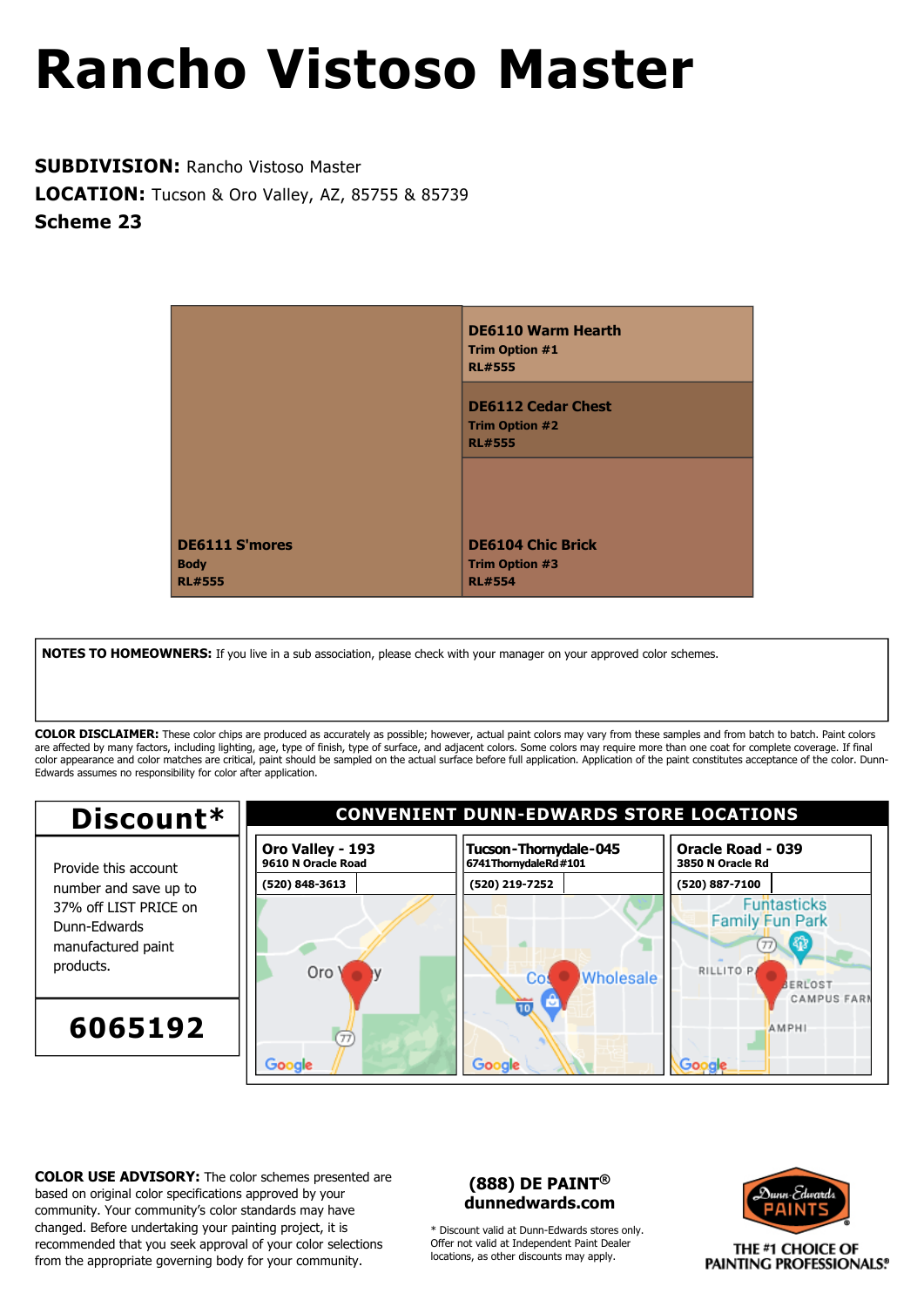# Rancho Vistoso Master

**SUBDIVISION:** Rancho Vistoso Master
**LOCATION:** Tucson & Oro Valley, AZ, 85755 & 85739
**Scheme 23**

**DE6111 S'mores**
**Body**
**RL#555**

**DE6110 Warm Hearth**
**Trim Option #1**
**RL#555**

**DE6112 Cedar Chest**
**Trim Option #2**
**RL#555**

**DE6104 Chic Brick**
**Trim Option #3**
**RL#554**

**NOTES TO HOMEOWNERS:** If you live in a sub association, please check with your manager on your approved color schemes.

**COLOR DISCLAIMER:** These color chips are produced as accurately as possible; however, actual paint colors may vary from these samples and from batch to batch. Paint colors are affected by many factors, including lighting, age, type of finish, type of surface, and adjacent colors. Some colors may require more than one coat for complete coverage. If final color appearance and color matches are critical, paint should be sampled on the actual surface before full application. Application of the paint constitutes acceptance of the color. Dunn-Edwards assumes no responsibility for color after application.

## Discount*

Provide this account number and save up to 37% off LIST PRICE on Dunn-Edwards manufactured paint products.

**6065192**

## CONVENIENT DUNN-EDWARDS STORE LOCATIONS

| Oro Valley - 193 | Tucson-Thornydale-045 | Oracle Road - 039 |
|---|---|---|
| 9610 N Oracle Road | 6741 Thornydale Rd #101 | 3850 N Oracle Rd |
| (520) 848-3613 | (520) 219-7252 | (520) 887-7100 |

**COLOR USE ADVISORY:** The color schemes presented are based on original color specifications approved by your community. Your community's color standards may have changed. Before undertaking your painting project, it is recommended that you seek approval of your color selections from the appropriate governing body for your community.

**(888) DE PAINT®**
**dunnedwards.com**

\* Discount valid at Dunn-Edwards stores only. Offer not valid at Independent Paint Dealer locations, as other discounts may apply.

Dunn-Edwards PAINTS
THE #1 CHOICE OF PAINTING PROFESSIONALS®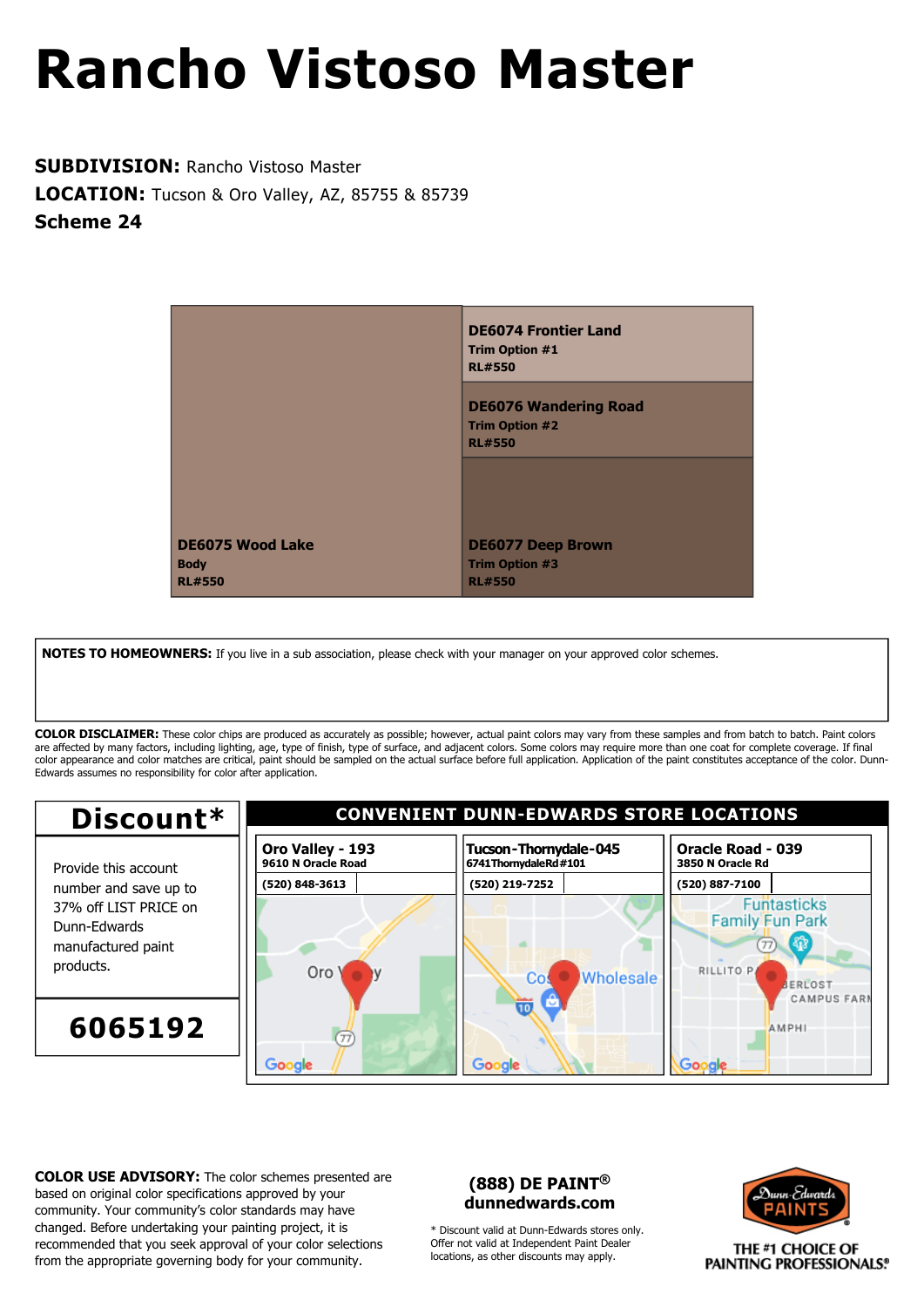# Rancho Vistoso Master

**SUBDIVISION:** Rancho Vistoso Master
**LOCATION:** Tucson & Oro Valley, AZ, 85755 & 85739
**Scheme 24**

**DE6075 Wood Lake**
**Body**
**RL#550**

**DE6074 Frontier Land**
**Trim Option #1**
**RL#550**

**DE6076 Wandering Road**
**Trim Option #2**
**RL#550**

**DE6077 Deep Brown**
**Trim Option #3**
**RL#550**

**NOTES TO HOMEOWNERS:** If you live in a sub association, please check with your manager on your approved color schemes.

**COLOR DISCLAIMER:** These color chips are produced as accurately as possible; however, actual paint colors may vary from these samples and from batch to batch. Paint colors are affected by many factors, including lighting, age, type of finish, type of surface, and adjacent colors. Some colors may require more than one coat for complete coverage. If final color appearance and color matches are critical, paint should be sampled on the actual surface before full application. Application of the paint constitutes acceptance of the color. Dunn-Edwards assumes no responsibility for color after application.

## Discount*

Provide this account number and save up to 37% off LIST PRICE on Dunn-Edwards manufactured paint products.

**6065192**

## CONVENIENT DUNN-EDWARDS STORE LOCATIONS

| Oro Valley - 193 | Tucson-Thornydale-045 | Oracle Road - 039 |
|---|---|---|
| 9610 N Oracle Road | 6741 Thornydale Rd #101 | 3850 N Oracle Rd |
| (520) 848-3613 | (520) 219-7252 | (520) 887-7100 |

**COLOR USE ADVISORY:** The color schemes presented are based on original color specifications approved by your community. Your community's color standards may have changed. Before undertaking your painting project, it is recommended that you seek approval of your color selections from the appropriate governing body for your community.

**(888) DE PAINT®**
**dunnedwards.com**

* Discount valid at Dunn-Edwards stores only. Offer not valid at Independent Paint Dealer locations, as other discounts may apply.

Dunn-Edwards PAINTS
THE #1 CHOICE OF PAINTING PROFESSIONALS®